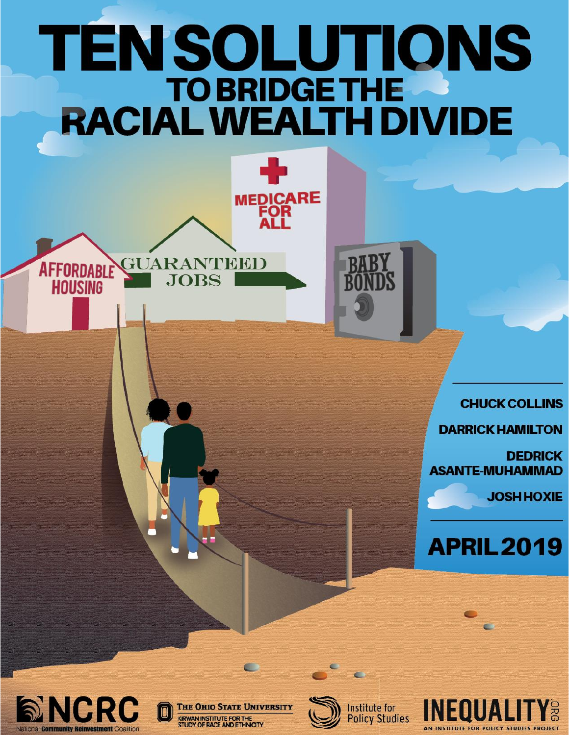# TEN SOLUTIONS TO BRIDGE THE RACIAL WEALTH DIVIDE

AFFORDABLE HOUSING

GUARANTEED JOBS

MEDICARE FOR ALL

BABY BONDS

**CHUCK COLLINS**

**DARRICK HAMILTON**

**DEDRICK ASANTE-MUHAMMAD**

**JOSH HOXIE**

**APRIL 2019**

NCRC National Community Reinvestment Coalition

The Ohio State University Kirwan Institute for the Study of Race and Ethnicity

Institute for Policy Studies

INEQUALITY.ORG An Institute for Policy Studies Project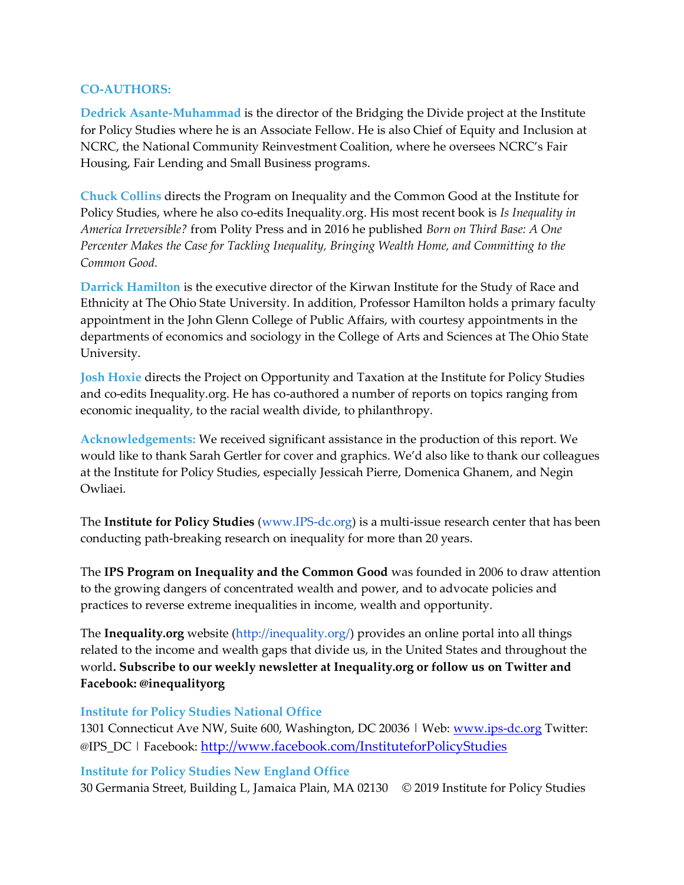## CO-AUTHORS:

**Dedrick Asante-Muhammad** is the director of the Bridging the Divide project at the Institute for Policy Studies where he is an Associate Fellow. He is also Chief of Equity and Inclusion at NCRC, the National Community Reinvestment Coalition, where he oversees NCRC's Fair Housing, Fair Lending and Small Business programs.

**Chuck Collins** directs the Program on Inequality and the Common Good at the Institute for Policy Studies, where he also co-edits Inequality.org. His most recent book is *Is Inequality in America Irreversible?* from Polity Press and in 2016 he published *Born on Third Base: A One Percenter Makes the Case for Tackling Inequality, Bringing Wealth Home, and Committing to the Common Good.*

**Darrick Hamilton** is the executive director of the Kirwan Institute for the Study of Race and Ethnicity at The Ohio State University. In addition, Professor Hamilton holds a primary faculty appointment in the John Glenn College of Public Affairs, with courtesy appointments in the departments of economics and sociology in the College of Arts and Sciences at The Ohio State University.

**Josh Hoxie** directs the Project on Opportunity and Taxation at the Institute for Policy Studies and co-edits Inequality.org. He has co-authored a number of reports on topics ranging from economic inequality, to the racial wealth divide, to philanthropy.

**Acknowledgements:** We received significant assistance in the production of this report. We would like to thank Sarah Gertler for cover and graphics. We'd also like to thank our colleagues at the Institute for Policy Studies, especially Jessicah Pierre, Domenica Ghanem, and Negin Owliaei.

The **Institute for Policy Studies** (www.IPS-dc.org) is a multi-issue research center that has been conducting path-breaking research on inequality for more than 20 years.

The **IPS Program on Inequality and the Common Good** was founded in 2006 to draw attention to the growing dangers of concentrated wealth and power, and to advocate policies and practices to reverse extreme inequalities in income, wealth and opportunity.

The **Inequality.org** website (http://inequality.org/) provides an online portal into all things related to the income and wealth gaps that divide us, in the United States and throughout the world**. Subscribe to our weekly newsletter at Inequality.org or follow us on Twitter and Facebook: @inequalityorg**

**Institute for Policy Studies National Office**
1301 Connecticut Ave NW, Suite 600, Washington, DC 20036 | Web: www.ips-dc.org Twitter: @IPS_DC | Facebook: http://www.facebook.com/InstituteforPolicyStudies

**Institute for Policy Studies New England Office**
30 Germania Street, Building L, Jamaica Plain, MA 02130 © 2019 Institute for Policy Studies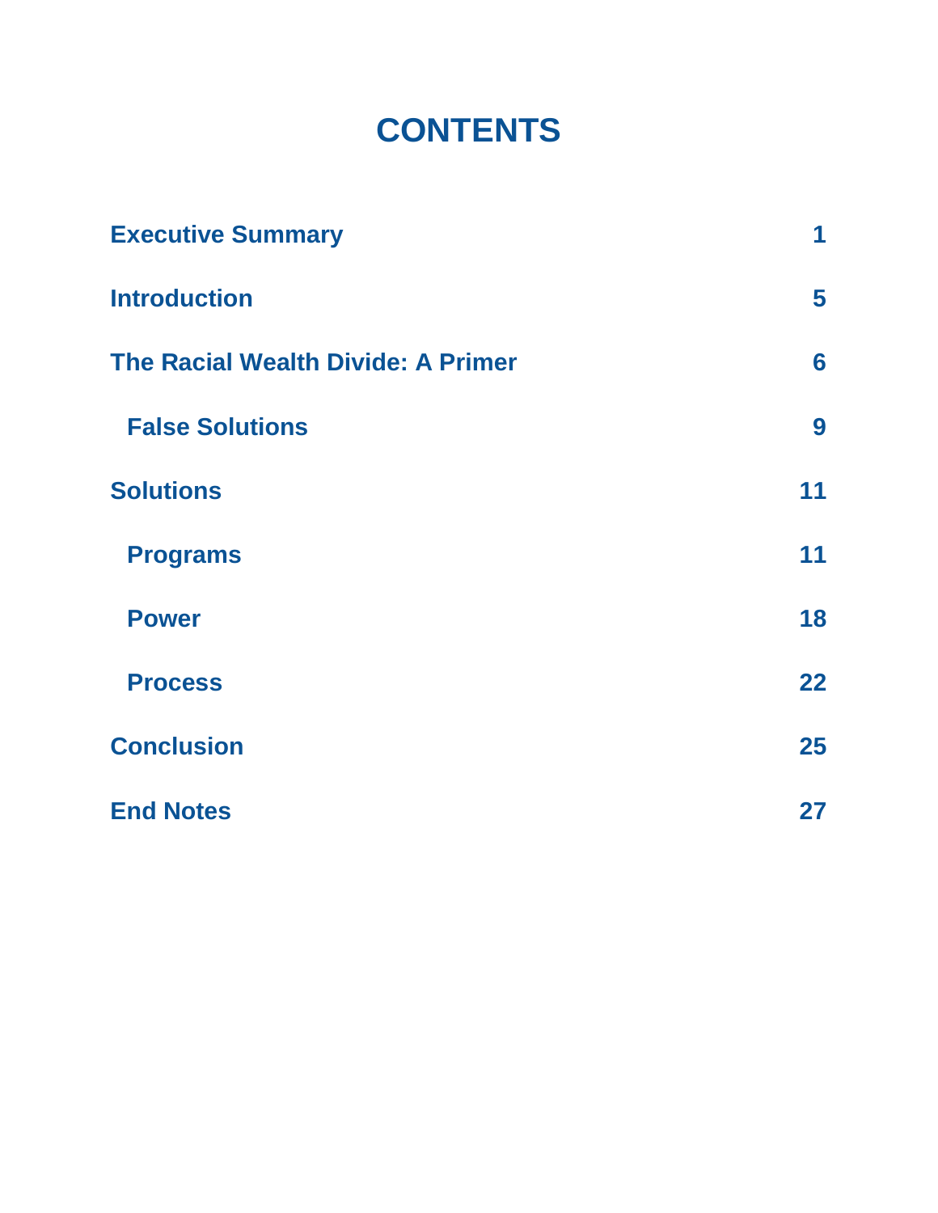# CONTENTS

| | |
|---|---|
| Executive Summary | 1 |
| Introduction | 5 |
| The Racial Wealth Divide: A Primer | 6 |
| False Solutions | 9 |
| Solutions | 11 |
| Programs | 11 |
| Power | 18 |
| Process | 22 |
| Conclusion | 25 |
| End Notes | 27 |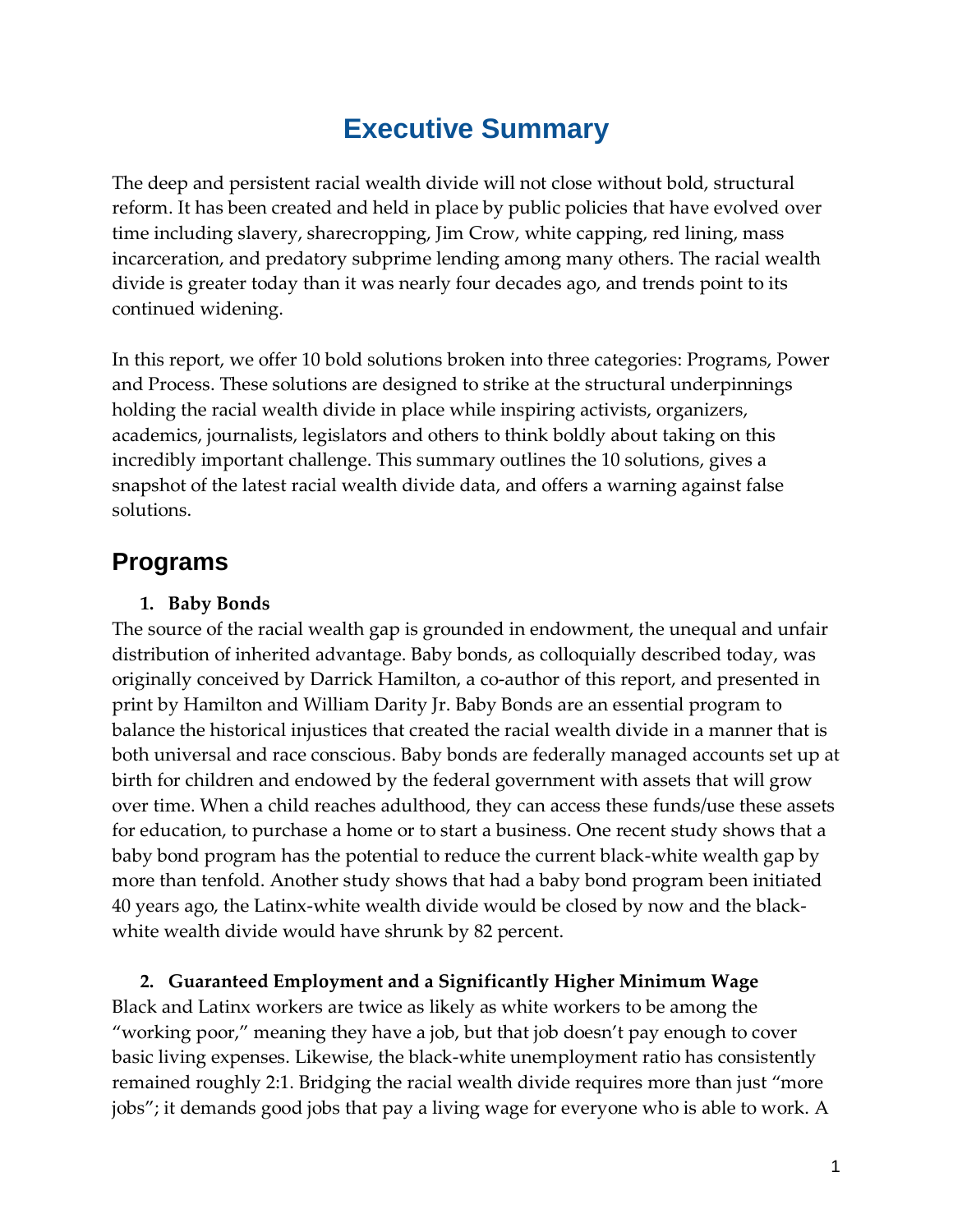# Executive Summary

The deep and persistent racial wealth divide will not close without bold, structural reform. It has been created and held in place by public policies that have evolved over time including slavery, sharecropping, Jim Crow, white capping, red lining, mass incarceration, and predatory subprime lending among many others. The racial wealth divide is greater today than it was nearly four decades ago, and trends point to its continued widening.

In this report, we offer 10 bold solutions broken into three categories: Programs, Power and Process. These solutions are designed to strike at the structural underpinnings holding the racial wealth divide in place while inspiring activists, organizers, academics, journalists, legislators and others to think boldly about taking on this incredibly important challenge. This summary outlines the 10 solutions, gives a snapshot of the latest racial wealth divide data, and offers a warning against false solutions.

## Programs

1. **Baby Bonds**

The source of the racial wealth gap is grounded in endowment, the unequal and unfair distribution of inherited advantage. Baby bonds, as colloquially described today, was originally conceived by Darrick Hamilton, a co-author of this report, and presented in print by Hamilton and William Darity Jr. Baby Bonds are an essential program to balance the historical injustices that created the racial wealth divide in a manner that is both universal and race conscious. Baby bonds are federally managed accounts set up at birth for children and endowed by the federal government with assets that will grow over time. When a child reaches adulthood, they can access these funds/use these assets for education, to purchase a home or to start a business. One recent study shows that a baby bond program has the potential to reduce the current black-white wealth gap by more than tenfold. Another study shows that had a baby bond program been initiated 40 years ago, the Latinx-white wealth divide would be closed by now and the black-white wealth divide would have shrunk by 82 percent.

2. **Guaranteed Employment and a Significantly Higher Minimum Wage**

Black and Latinx workers are twice as likely as white workers to be among the "working poor," meaning they have a job, but that job doesn't pay enough to cover basic living expenses. Likewise, the black-white unemployment ratio has consistently remained roughly 2:1. Bridging the racial wealth divide requires more than just "more jobs"; it demands good jobs that pay a living wage for everyone who is able to work. A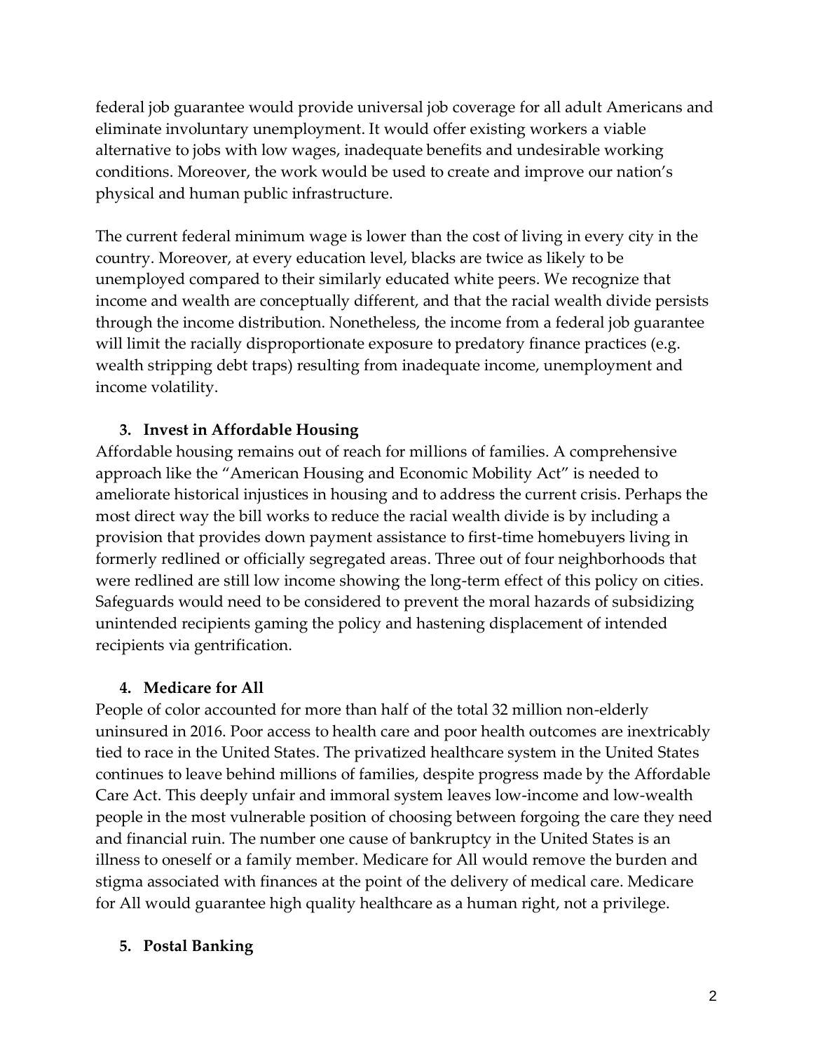federal job guarantee would provide universal job coverage for all adult Americans and eliminate involuntary unemployment. It would offer existing workers a viable alternative to jobs with low wages, inadequate benefits and undesirable working conditions. Moreover, the work would be used to create and improve our nation's physical and human public infrastructure.

The current federal minimum wage is lower than the cost of living in every city in the country. Moreover, at every education level, blacks are twice as likely to be unemployed compared to their similarly educated white peers. We recognize that income and wealth are conceptually different, and that the racial wealth divide persists through the income distribution. Nonetheless, the income from a federal job guarantee will limit the racially disproportionate exposure to predatory finance practices (e.g. wealth stripping debt traps) resulting from inadequate income, unemployment and income volatility.

3. **Invest in Affordable Housing**

Affordable housing remains out of reach for millions of families. A comprehensive approach like the "American Housing and Economic Mobility Act" is needed to ameliorate historical injustices in housing and to address the current crisis. Perhaps the most direct way the bill works to reduce the racial wealth divide is by including a provision that provides down payment assistance to first-time homebuyers living in formerly redlined or officially segregated areas. Three out of four neighborhoods that were redlined are still low income showing the long-term effect of this policy on cities. Safeguards would need to be considered to prevent the moral hazards of subsidizing unintended recipients gaming the policy and hastening displacement of intended recipients via gentrification.

4. **Medicare for All**

People of color accounted for more than half of the total 32 million non-elderly uninsured in 2016. Poor access to health care and poor health outcomes are inextricably tied to race in the United States. The privatized healthcare system in the United States continues to leave behind millions of families, despite progress made by the Affordable Care Act. This deeply unfair and immoral system leaves low-income and low-wealth people in the most vulnerable position of choosing between forgoing the care they need and financial ruin. The number one cause of bankruptcy in the United States is an illness to oneself or a family member. Medicare for All would remove the burden and stigma associated with finances at the point of the delivery of medical care. Medicare for All would guarantee high quality healthcare as a human right, not a privilege.

5. **Postal Banking**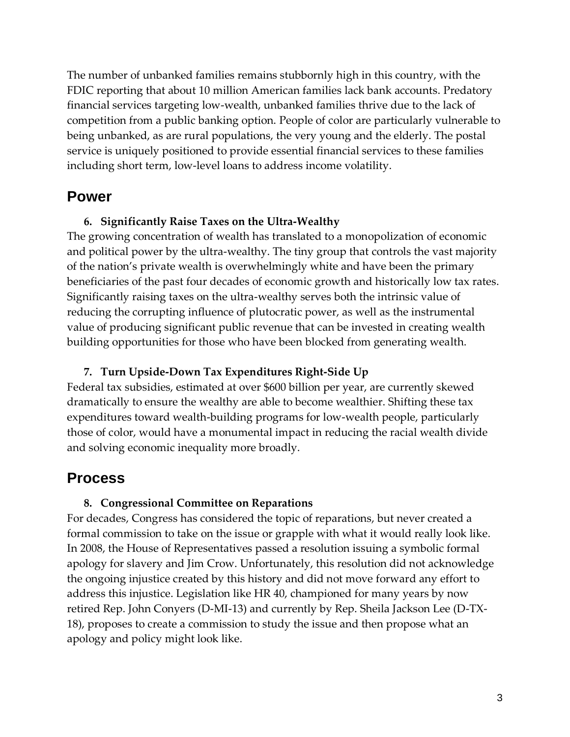The number of unbanked families remains stubbornly high in this country, with the FDIC reporting that about 10 million American families lack bank accounts. Predatory financial services targeting low-wealth, unbanked families thrive due to the lack of competition from a public banking option. People of color are particularly vulnerable to being unbanked, as are rural populations, the very young and the elderly. The postal service is uniquely positioned to provide essential financial services to these families including short term, low-level loans to address income volatility.

## Power

6. **Significantly Raise Taxes on the Ultra-Wealthy**

The growing concentration of wealth has translated to a monopolization of economic and political power by the ultra-wealthy. The tiny group that controls the vast majority of the nation's private wealth is overwhelmingly white and have been the primary beneficiaries of the past four decades of economic growth and historically low tax rates. Significantly raising taxes on the ultra-wealthy serves both the intrinsic value of reducing the corrupting influence of plutocratic power, as well as the instrumental value of producing significant public revenue that can be invested in creating wealth building opportunities for those who have been blocked from generating wealth.

7. **Turn Upside-Down Tax Expenditures Right-Side Up**

Federal tax subsidies, estimated at over $600 billion per year, are currently skewed dramatically to ensure the wealthy are able to become wealthier. Shifting these tax expenditures toward wealth-building programs for low-wealth people, particularly those of color, would have a monumental impact in reducing the racial wealth divide and solving economic inequality more broadly.

## Process

8. **Congressional Committee on Reparations**

For decades, Congress has considered the topic of reparations, but never created a formal commission to take on the issue or grapple with what it would really look like. In 2008, the House of Representatives passed a resolution issuing a symbolic formal apology for slavery and Jim Crow. Unfortunately, this resolution did not acknowledge the ongoing injustice created by this history and did not move forward any effort to address this injustice. Legislation like HR 40, championed for many years by now retired Rep. John Conyers (D-MI-13) and currently by Rep. Sheila Jackson Lee (D-TX-18), proposes to create a commission to study the issue and then propose what an apology and policy might look like.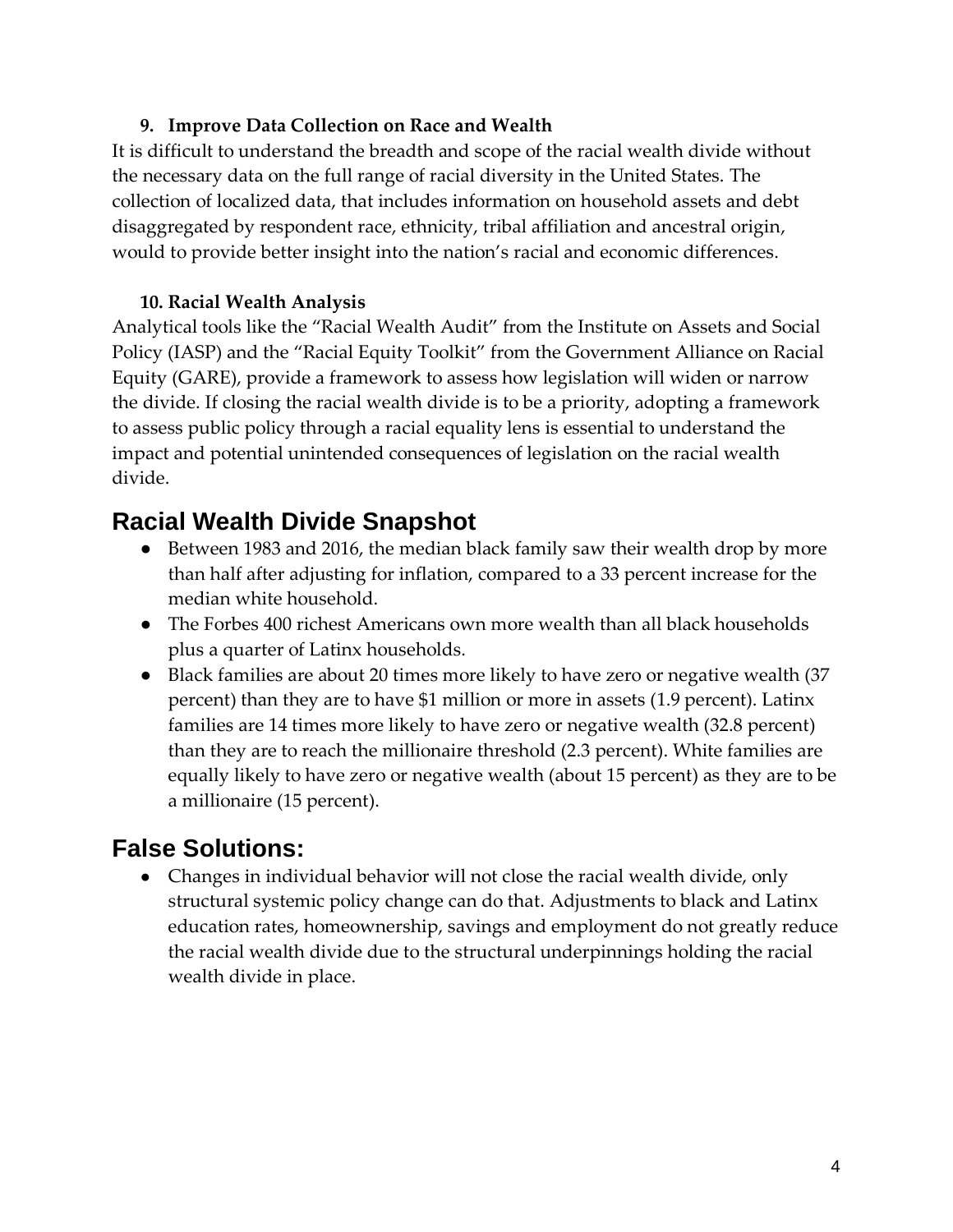### 9. Improve Data Collection on Race and Wealth

It is difficult to understand the breadth and scope of the racial wealth divide without the necessary data on the full range of racial diversity in the United States. The collection of localized data, that includes information on household assets and debt disaggregated by respondent race, ethnicity, tribal affiliation and ancestral origin, would to provide better insight into the nation's racial and economic differences.

### 10. Racial Wealth Analysis

Analytical tools like the "Racial Wealth Audit" from the Institute on Assets and Social Policy (IASP) and the "Racial Equity Toolkit" from the Government Alliance on Racial Equity (GARE), provide a framework to assess how legislation will widen or narrow the divide. If closing the racial wealth divide is to be a priority, adopting a framework to assess public policy through a racial equality lens is essential to understand the impact and potential unintended consequences of legislation on the racial wealth divide.

## Racial Wealth Divide Snapshot

- Between 1983 and 2016, the median black family saw their wealth drop by more than half after adjusting for inflation, compared to a 33 percent increase for the median white household.
- The Forbes 400 richest Americans own more wealth than all black households plus a quarter of Latinx households.
- Black families are about 20 times more likely to have zero or negative wealth (37 percent) than they are to have $1 million or more in assets (1.9 percent). Latinx families are 14 times more likely to have zero or negative wealth (32.8 percent) than they are to reach the millionaire threshold (2.3 percent). White families are equally likely to have zero or negative wealth (about 15 percent) as they are to be a millionaire (15 percent).

## False Solutions:

- Changes in individual behavior will not close the racial wealth divide, only structural systemic policy change can do that. Adjustments to black and Latinx education rates, homeownership, savings and employment do not greatly reduce the racial wealth divide due to the structural underpinnings holding the racial wealth divide in place.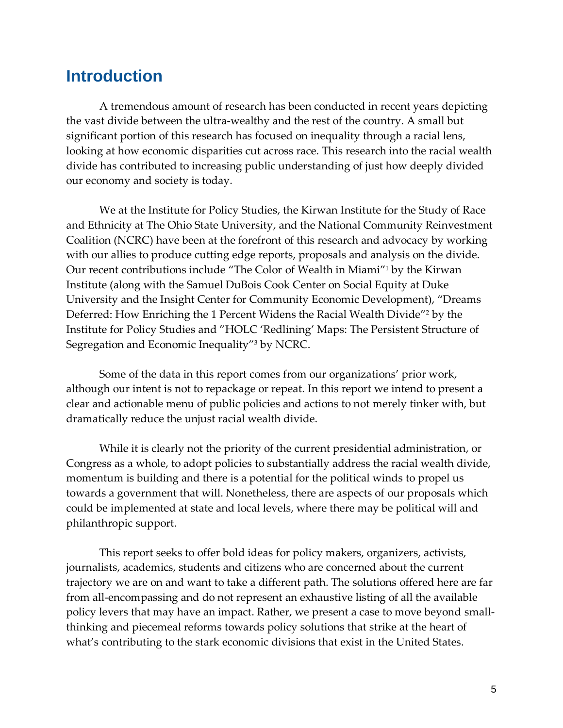## Introduction

A tremendous amount of research has been conducted in recent years depicting the vast divide between the ultra-wealthy and the rest of the country. A small but significant portion of this research has focused on inequality through a racial lens, looking at how economic disparities cut across race. This research into the racial wealth divide has contributed to increasing public understanding of just how deeply divided our economy and society is today.

We at the Institute for Policy Studies, the Kirwan Institute for the Study of Race and Ethnicity at The Ohio State University, and the National Community Reinvestment Coalition (NCRC) have been at the forefront of this research and advocacy by working with our allies to produce cutting edge reports, proposals and analysis on the divide. Our recent contributions include "The Color of Wealth in Miami"[1] by the Kirwan Institute (along with the Samuel DuBois Cook Center on Social Equity at Duke University and the Insight Center for Community Economic Development), "Dreams Deferred: How Enriching the 1 Percent Widens the Racial Wealth Divide"[2] by the Institute for Policy Studies and "HOLC 'Redlining' Maps: The Persistent Structure of Segregation and Economic Inequality"[3] by NCRC.

Some of the data in this report comes from our organizations' prior work, although our intent is not to repackage or repeat. In this report we intend to present a clear and actionable menu of public policies and actions to not merely tinker with, but dramatically reduce the unjust racial wealth divide.

While it is clearly not the priority of the current presidential administration, or Congress as a whole, to adopt policies to substantially address the racial wealth divide, momentum is building and there is a potential for the political winds to propel us towards a government that will. Nonetheless, there are aspects of our proposals which could be implemented at state and local levels, where there may be political will and philanthropic support.

This report seeks to offer bold ideas for policy makers, organizers, activists, journalists, academics, students and citizens who are concerned about the current trajectory we are on and want to take a different path. The solutions offered here are far from all-encompassing and do not represent an exhaustive listing of all the available policy levers that may have an impact. Rather, we present a case to move beyond small-thinking and piecemeal reforms towards policy solutions that strike at the heart of what's contributing to the stark economic divisions that exist in the United States.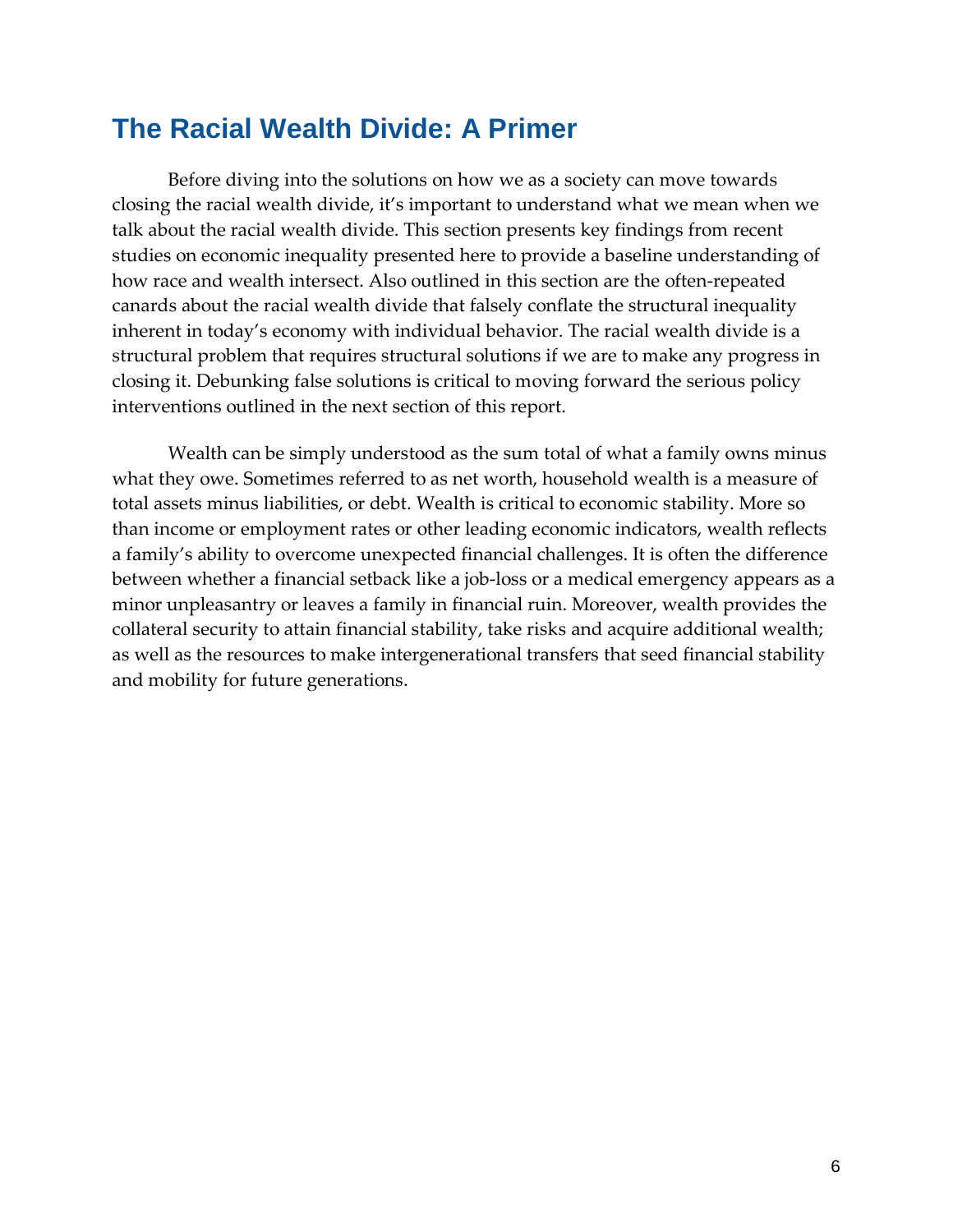## The Racial Wealth Divide: A Primer

Before diving into the solutions on how we as a society can move towards closing the racial wealth divide, it's important to understand what we mean when we talk about the racial wealth divide. This section presents key findings from recent studies on economic inequality presented here to provide a baseline understanding of how race and wealth intersect. Also outlined in this section are the often-repeated canards about the racial wealth divide that falsely conflate the structural inequality inherent in today's economy with individual behavior. The racial wealth divide is a structural problem that requires structural solutions if we are to make any progress in closing it. Debunking false solutions is critical to moving forward the serious policy interventions outlined in the next section of this report.

Wealth can be simply understood as the sum total of what a family owns minus what they owe. Sometimes referred to as net worth, household wealth is a measure of total assets minus liabilities, or debt. Wealth is critical to economic stability. More so than income or employment rates or other leading economic indicators, wealth reflects a family's ability to overcome unexpected financial challenges. It is often the difference between whether a financial setback like a job-loss or a medical emergency appears as a minor unpleasantry or leaves a family in financial ruin. Moreover, wealth provides the collateral security to attain financial stability, take risks and acquire additional wealth; as well as the resources to make intergenerational transfers that seed financial stability and mobility for future generations.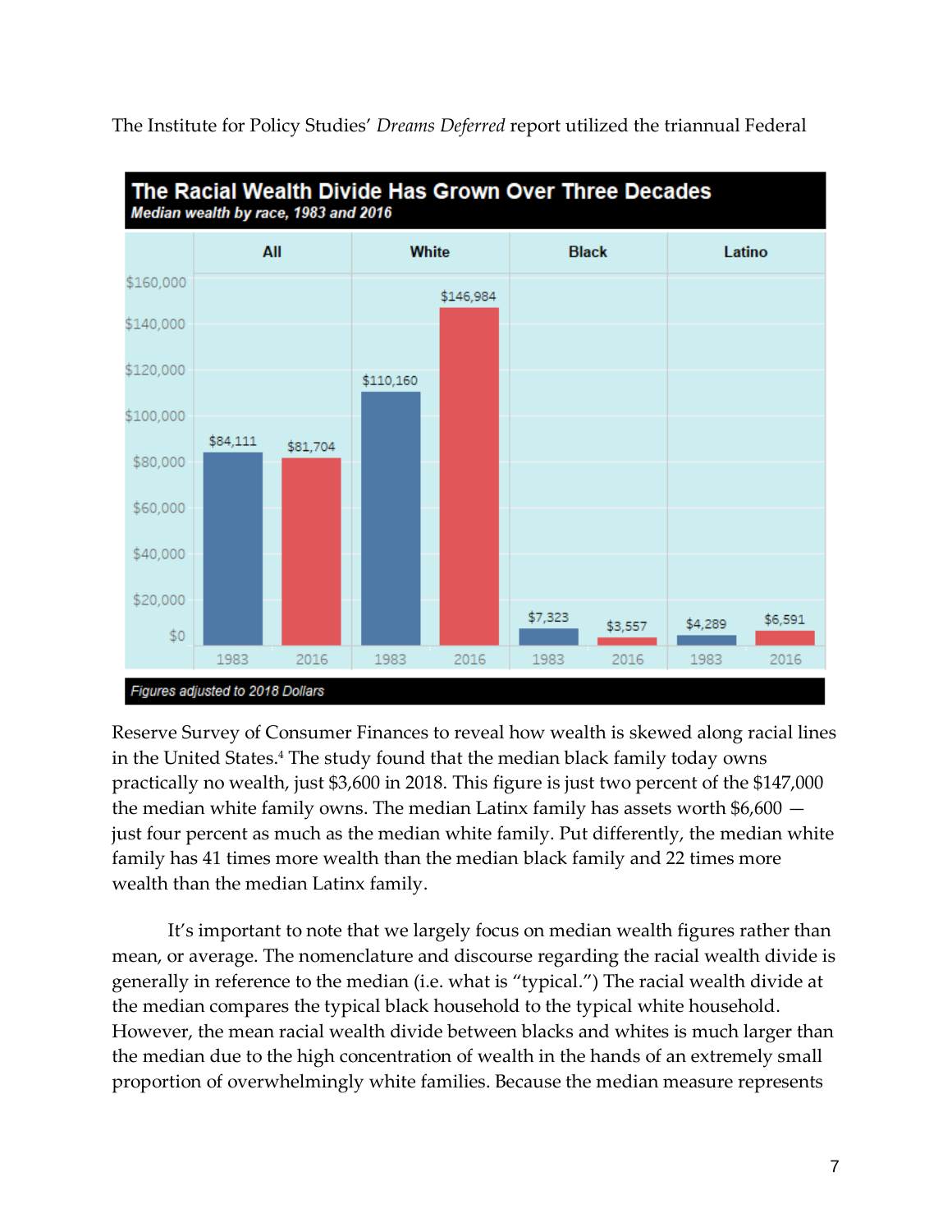The Institute for Policy Studies' *Dreams Deferred* report utilized the triannual Federal Reserve Survey of Consumer Finances to reveal how wealth is skewed along racial lines in the United States.[4] The study found that the median black family today owns practically no wealth, just $3,600 in 2018. This figure is just two percent of the $147,000 the median white family owns. The median Latinx family has assets worth $6,600 — just four percent as much as the median white family. Put differently, the median white family has 41 times more wealth than the median black family and 22 times more wealth than the median Latinx family.

**The Racial Wealth Divide Has Grown Over Three Decades**
***Median wealth by race, 1983 and 2016***

| | All | White | Black | Latino |
|---|---|---|---|---|
| 1983 | $84,111 | $110,160 | $7,323 | $4,289 |
| 2016 | $81,704 | $146,984 | $3,557 | $6,591 |

*Figures adjusted to 2018 Dollars*

It's important to note that we largely focus on median wealth figures rather than mean, or average. The nomenclature and discourse regarding the racial wealth divide is generally in reference to the median (i.e. what is "typical.") The racial wealth divide at the median compares the typical black household to the typical white household. However, the mean racial wealth divide between blacks and whites is much larger than the median due to the high concentration of wealth in the hands of an extremely small proportion of overwhelmingly white families. Because the median measure represents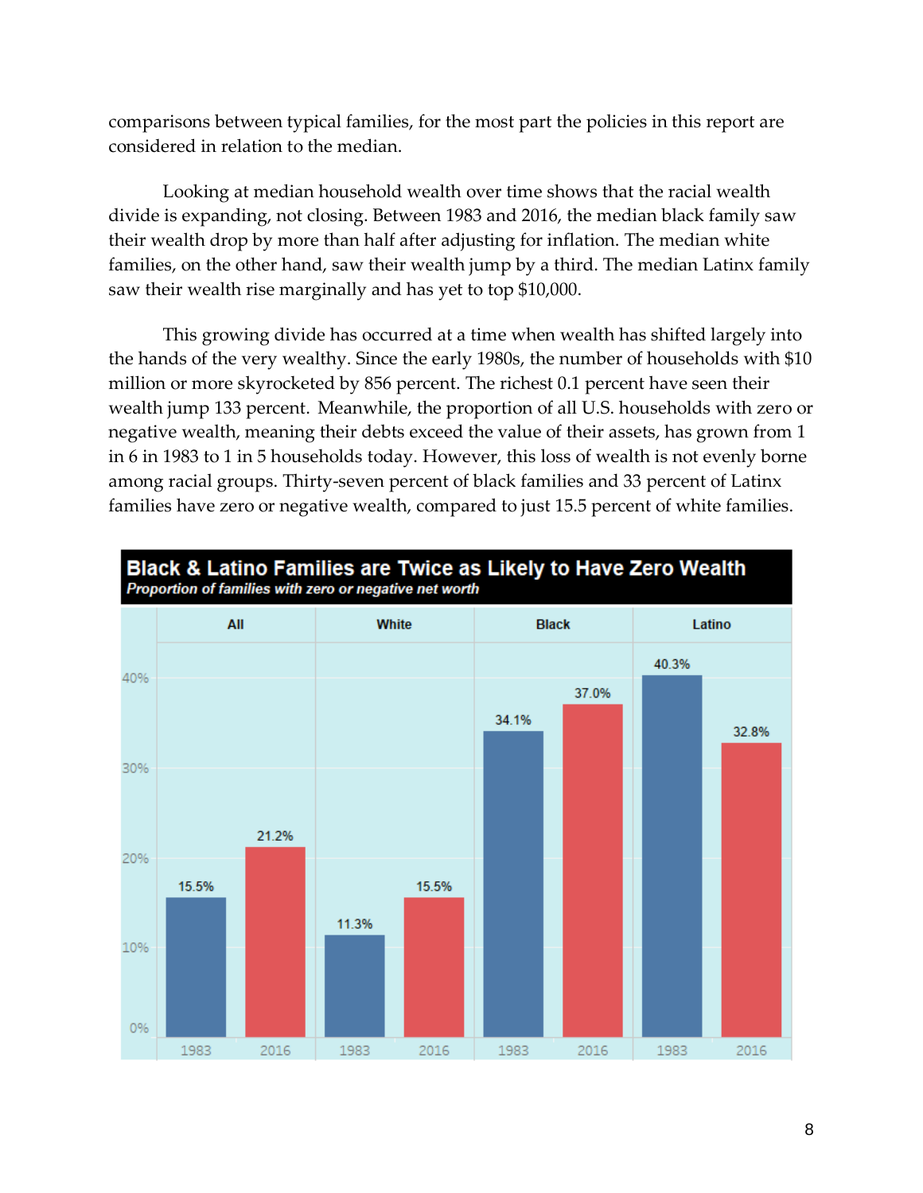comparisons between typical families, for the most part the policies in this report are considered in relation to the median.

Looking at median household wealth over time shows that the racial wealth divide is expanding, not closing. Between 1983 and 2016, the median black family saw their wealth drop by more than half after adjusting for inflation. The median white families, on the other hand, saw their wealth jump by a third. The median Latinx family saw their wealth rise marginally and has yet to top $10,000.

This growing divide has occurred at a time when wealth has shifted largely into the hands of the very wealthy. Since the early 1980s, the number of households with $10 million or more skyrocketed by 856 percent. The richest 0.1 percent have seen their wealth jump 133 percent. Meanwhile, the proportion of all U.S. households with zero or negative wealth, meaning their debts exceed the value of their assets, has grown from 1 in 6 in 1983 to 1 in 5 households today. However, this loss of wealth is not evenly borne among racial groups. Thirty-seven percent of black families and 33 percent of Latinx families have zero or negative wealth, compared to just 15.5 percent of white families.

**Black & Latino Families are Twice as Likely to Have Zero Wealth**

*Proportion of families with zero or negative net worth*

| | All | White | Black | Latino |
|---|---|---|---|---|
| 1983 | 15.5% | 11.3% | 34.1% | 40.3% |
| 2016 | 21.2% | 15.5% | 37.0% | 32.8% |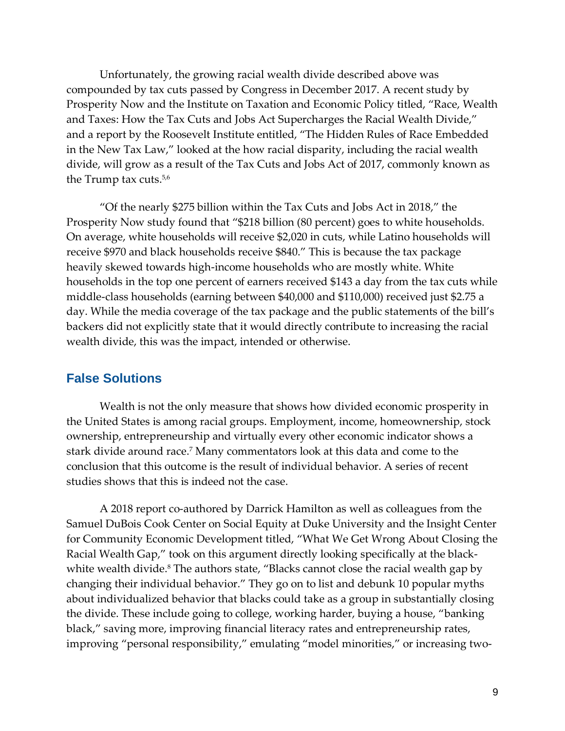Unfortunately, the growing racial wealth divide described above was compounded by tax cuts passed by Congress in December 2017. A recent study by Prosperity Now and the Institute on Taxation and Economic Policy titled, "Race, Wealth and Taxes: How the Tax Cuts and Jobs Act Supercharges the Racial Wealth Divide," and a report by the Roosevelt Institute entitled, "The Hidden Rules of Race Embedded in the New Tax Law," looked at the how racial disparity, including the racial wealth divide, will grow as a result of the Tax Cuts and Jobs Act of 2017, commonly known as the Trump tax cuts.[5,6]

"Of the nearly $275 billion within the Tax Cuts and Jobs Act in 2018," the Prosperity Now study found that "$218 billion (80 percent) goes to white households. On average, white households will receive $2,020 in cuts, while Latino households will receive $970 and black households receive $840." This is because the tax package heavily skewed towards high-income households who are mostly white. White households in the top one percent of earners received $143 a day from the tax cuts while middle-class households (earning between $40,000 and $110,000) received just $2.75 a day. While the media coverage of the tax package and the public statements of the bill's backers did not explicitly state that it would directly contribute to increasing the racial wealth divide, this was the impact, intended or otherwise.

## False Solutions

Wealth is not the only measure that shows how divided economic prosperity in the United States is among racial groups. Employment, income, homeownership, stock ownership, entrepreneurship and virtually every other economic indicator shows a stark divide around race.[7] Many commentators look at this data and come to the conclusion that this outcome is the result of individual behavior. A series of recent studies shows that this is indeed not the case.

A 2018 report co-authored by Darrick Hamilton as well as colleagues from the Samuel DuBois Cook Center on Social Equity at Duke University and the Insight Center for Community Economic Development titled, "What We Get Wrong About Closing the Racial Wealth Gap," took on this argument directly looking specifically at the black-white wealth divide.[8] The authors state, "Blacks cannot close the racial wealth gap by changing their individual behavior." They go on to list and debunk 10 popular myths about individualized behavior that blacks could take as a group in substantially closing the divide. These include going to college, working harder, buying a house, "banking black," saving more, improving financial literacy rates and entrepreneurship rates, improving "personal responsibility," emulating "model minorities," or increasing two-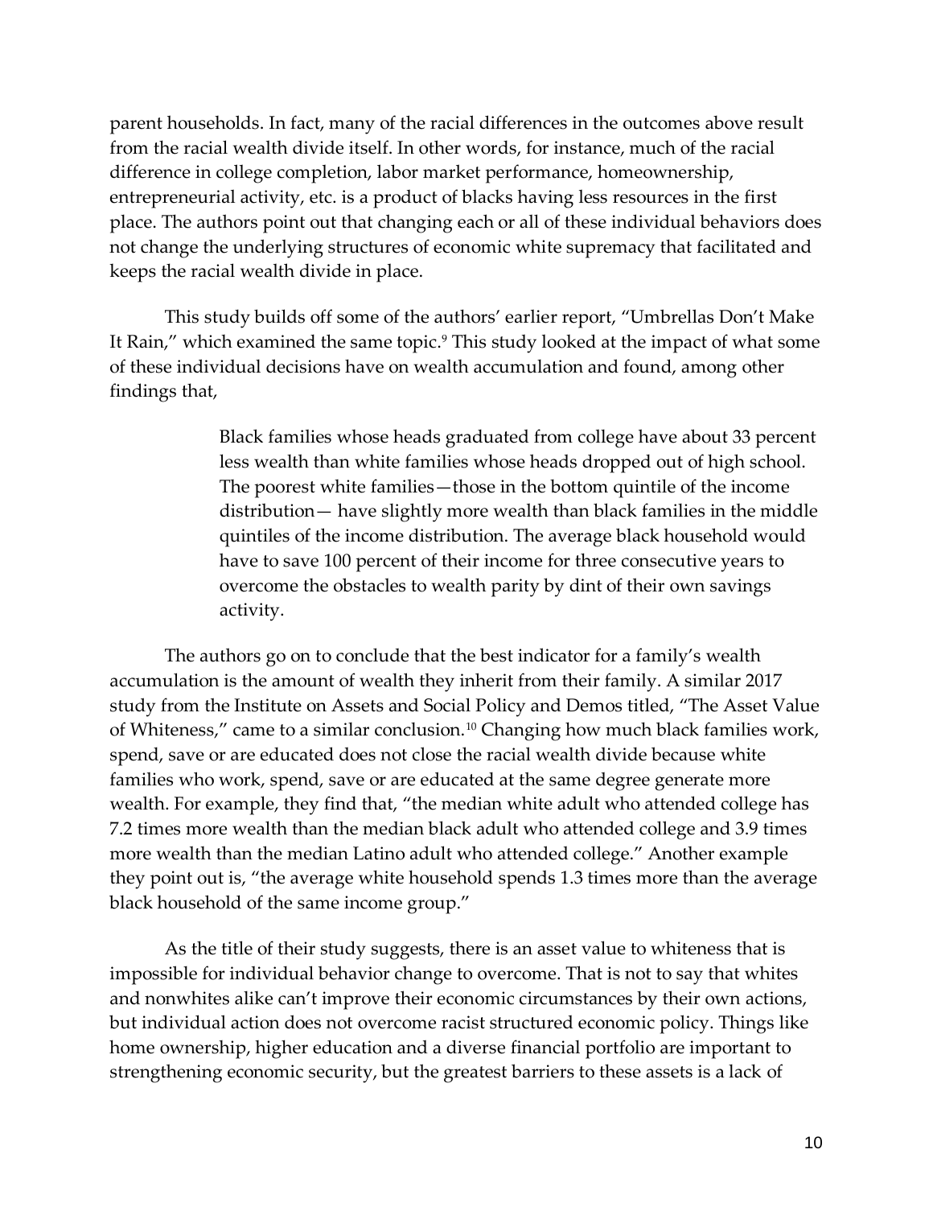parent households. In fact, many of the racial differences in the outcomes above result from the racial wealth divide itself. In other words, for instance, much of the racial difference in college completion, labor market performance, homeownership, entrepreneurial activity, etc. is a product of blacks having less resources in the first place. The authors point out that changing each or all of these individual behaviors does not change the underlying structures of economic white supremacy that facilitated and keeps the racial wealth divide in place.

This study builds off some of the authors' earlier report, "Umbrellas Don't Make It Rain," which examined the same topic.[9] This study looked at the impact of what some of these individual decisions have on wealth accumulation and found, among other findings that,

> Black families whose heads graduated from college have about 33 percent less wealth than white families whose heads dropped out of high school. The poorest white families—those in the bottom quintile of the income distribution— have slightly more wealth than black families in the middle quintiles of the income distribution. The average black household would have to save 100 percent of their income for three consecutive years to overcome the obstacles to wealth parity by dint of their own savings activity.

The authors go on to conclude that the best indicator for a family's wealth accumulation is the amount of wealth they inherit from their family. A similar 2017 study from the Institute on Assets and Social Policy and Demos titled, "The Asset Value of Whiteness," came to a similar conclusion.[10] Changing how much black families work, spend, save or are educated does not close the racial wealth divide because white families who work, spend, save or are educated at the same degree generate more wealth. For example, they find that, "the median white adult who attended college has 7.2 times more wealth than the median black adult who attended college and 3.9 times more wealth than the median Latino adult who attended college." Another example they point out is, "the average white household spends 1.3 times more than the average black household of the same income group."

As the title of their study suggests, there is an asset value to whiteness that is impossible for individual behavior change to overcome. That is not to say that whites and nonwhites alike can't improve their economic circumstances by their own actions, but individual action does not overcome racist structured economic policy. Things like home ownership, higher education and a diverse financial portfolio are important to strengthening economic security, but the greatest barriers to these assets is a lack of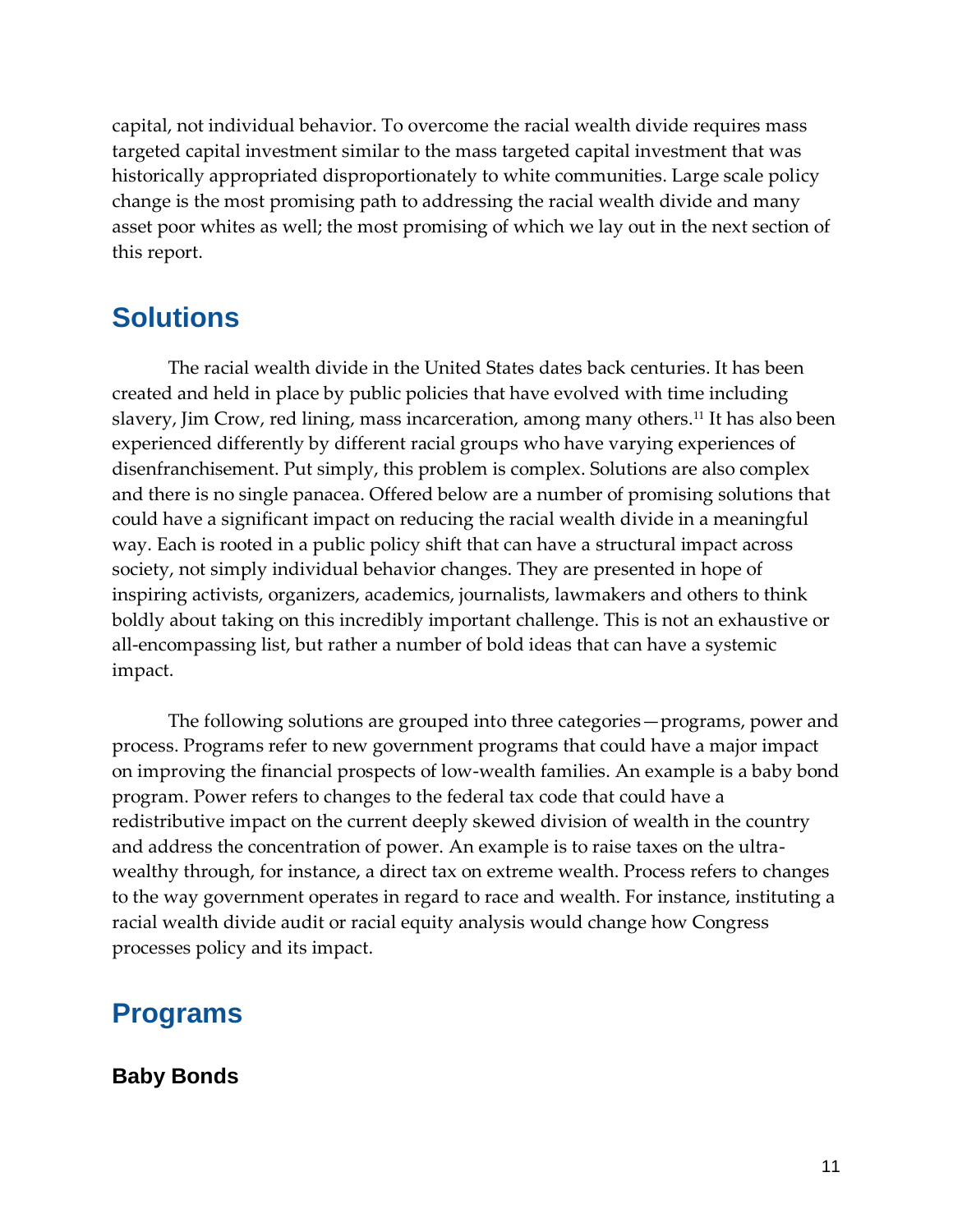capital, not individual behavior. To overcome the racial wealth divide requires mass targeted capital investment similar to the mass targeted capital investment that was historically appropriated disproportionately to white communities. Large scale policy change is the most promising path to addressing the racial wealth divide and many asset poor whites as well; the most promising of which we lay out in the next section of this report.

## Solutions

The racial wealth divide in the United States dates back centuries. It has been created and held in place by public policies that have evolved with time including slavery, Jim Crow, red lining, mass incarceration, among many others.[11] It has also been experienced differently by different racial groups who have varying experiences of disenfranchisement. Put simply, this problem is complex. Solutions are also complex and there is no single panacea. Offered below are a number of promising solutions that could have a significant impact on reducing the racial wealth divide in a meaningful way. Each is rooted in a public policy shift that can have a structural impact across society, not simply individual behavior changes. They are presented in hope of inspiring activists, organizers, academics, journalists, lawmakers and others to think boldly about taking on this incredibly important challenge. This is not an exhaustive or all-encompassing list, but rather a number of bold ideas that can have a systemic impact.

The following solutions are grouped into three categories—programs, power and process. Programs refer to new government programs that could have a major impact on improving the financial prospects of low-wealth families. An example is a baby bond program. Power refers to changes to the federal tax code that could have a redistributive impact on the current deeply skewed division of wealth in the country and address the concentration of power. An example is to raise taxes on the ultra-wealthy through, for instance, a direct tax on extreme wealth. Process refers to changes to the way government operates in regard to race and wealth. For instance, instituting a racial wealth divide audit or racial equity analysis would change how Congress processes policy and its impact.

## Programs

### Baby Bonds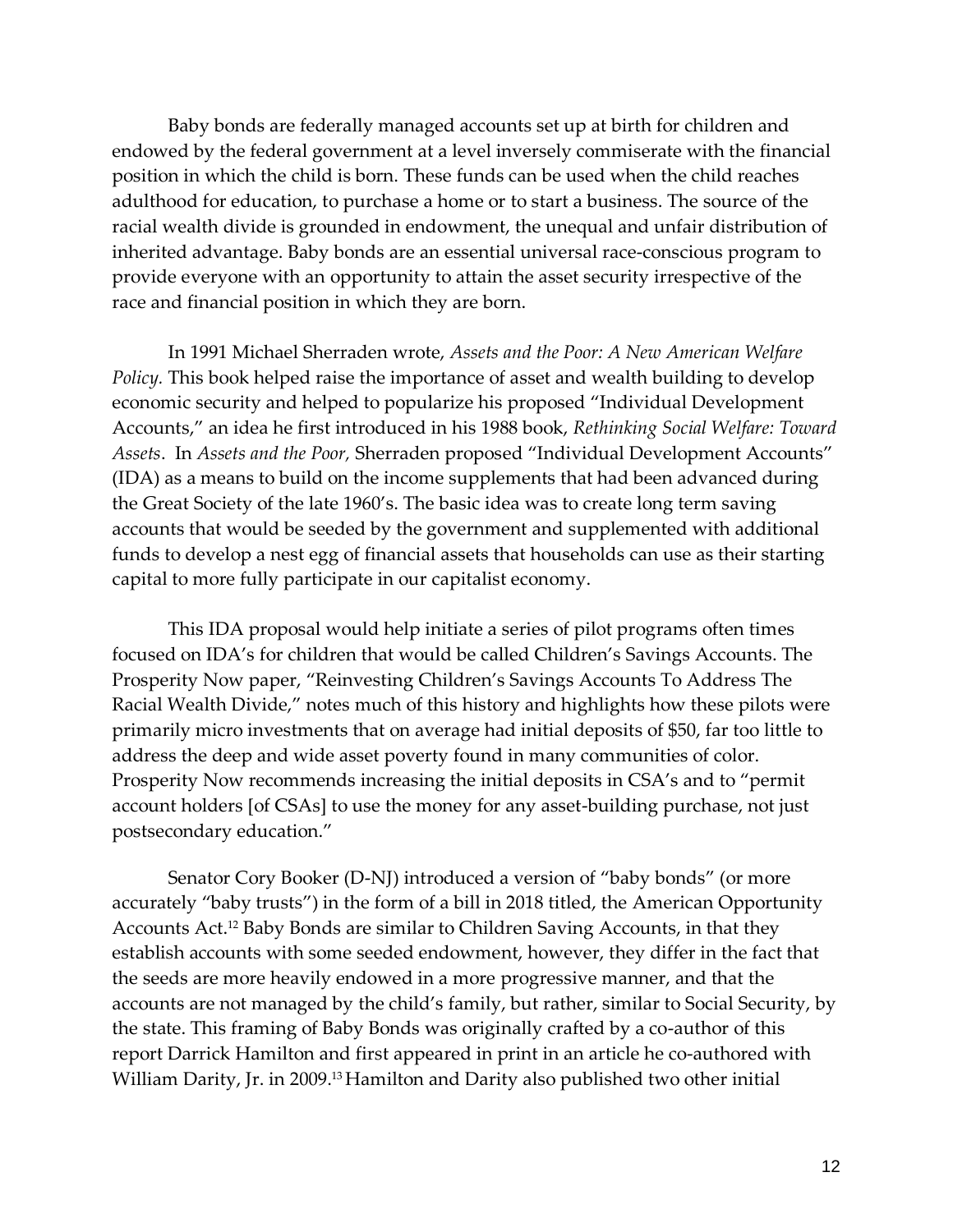Baby bonds are federally managed accounts set up at birth for children and endowed by the federal government at a level inversely commiserate with the financial position in which the child is born. These funds can be used when the child reaches adulthood for education, to purchase a home or to start a business. The source of the racial wealth divide is grounded in endowment, the unequal and unfair distribution of inherited advantage. Baby bonds are an essential universal race-conscious program to provide everyone with an opportunity to attain the asset security irrespective of the race and financial position in which they are born.

In 1991 Michael Sherraden wrote, *Assets and the Poor: A New American Welfare Policy.* This book helped raise the importance of asset and wealth building to develop economic security and helped to popularize his proposed "Individual Development Accounts," an idea he first introduced in his 1988 book, *Rethinking Social Welfare: Toward Assets*. In *Assets and the Poor,* Sherraden proposed "Individual Development Accounts" (IDA) as a means to build on the income supplements that had been advanced during the Great Society of the late 1960's. The basic idea was to create long term saving accounts that would be seeded by the government and supplemented with additional funds to develop a nest egg of financial assets that households can use as their starting capital to more fully participate in our capitalist economy.

This IDA proposal would help initiate a series of pilot programs often times focused on IDA's for children that would be called Children's Savings Accounts. The Prosperity Now paper, "Reinvesting Children's Savings Accounts To Address The Racial Wealth Divide," notes much of this history and highlights how these pilots were primarily micro investments that on average had initial deposits of $50, far too little to address the deep and wide asset poverty found in many communities of color. Prosperity Now recommends increasing the initial deposits in CSA's and to "permit account holders [of CSAs] to use the money for any asset-building purchase, not just postsecondary education."

Senator Cory Booker (D-NJ) introduced a version of "baby bonds" (or more accurately "baby trusts") in the form of a bill in 2018 titled, the American Opportunity Accounts Act.[12] Baby Bonds are similar to Children Saving Accounts, in that they establish accounts with some seeded endowment, however, they differ in the fact that the seeds are more heavily endowed in a more progressive manner, and that the accounts are not managed by the child's family, but rather, similar to Social Security, by the state. This framing of Baby Bonds was originally crafted by a co-author of this report Darrick Hamilton and first appeared in print in an article he co-authored with William Darity, Jr. in 2009.[13] Hamilton and Darity also published two other initial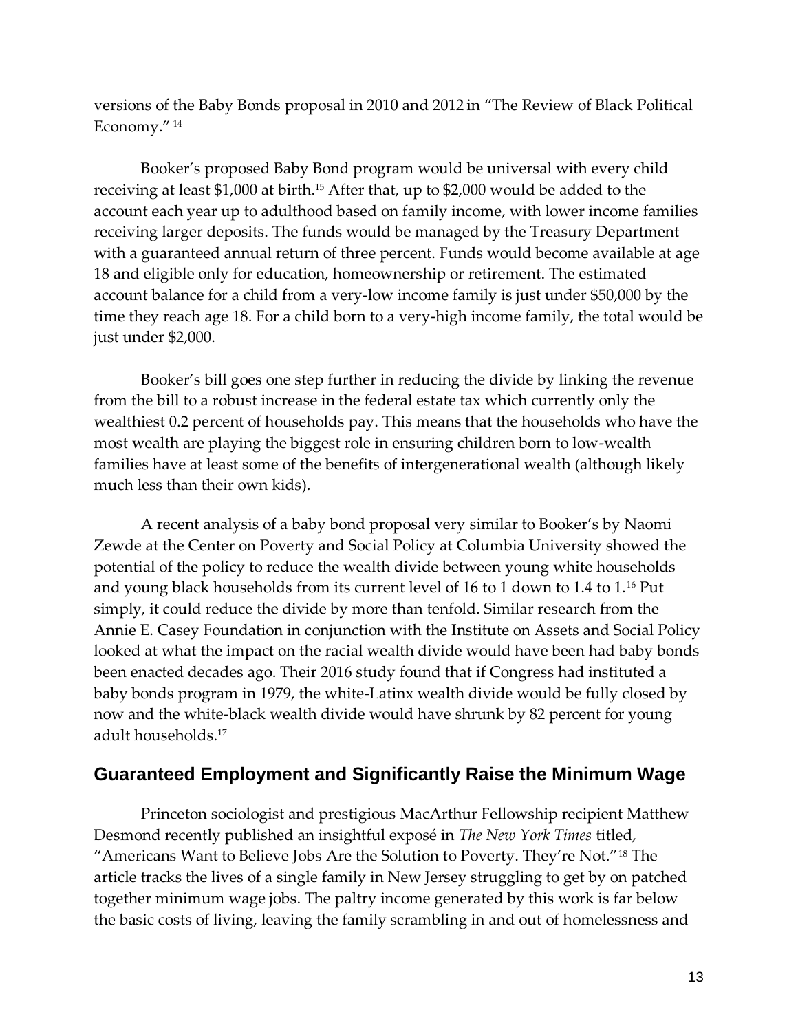versions of the Baby Bonds proposal in 2010 and 2012 in "The Review of Black Political Economy." [14]

Booker's proposed Baby Bond program would be universal with every child receiving at least $1,000 at birth.[15] After that, up to $2,000 would be added to the account each year up to adulthood based on family income, with lower income families receiving larger deposits. The funds would be managed by the Treasury Department with a guaranteed annual return of three percent. Funds would become available at age 18 and eligible only for education, homeownership or retirement. The estimated account balance for a child from a very-low income family is just under $50,000 by the time they reach age 18. For a child born to a very-high income family, the total would be just under $2,000.

Booker's bill goes one step further in reducing the divide by linking the revenue from the bill to a robust increase in the federal estate tax which currently only the wealthiest 0.2 percent of households pay. This means that the households who have the most wealth are playing the biggest role in ensuring children born to low-wealth families have at least some of the benefits of intergenerational wealth (although likely much less than their own kids).

A recent analysis of a baby bond proposal very similar to Booker's by Naomi Zewde at the Center on Poverty and Social Policy at Columbia University showed the potential of the policy to reduce the wealth divide between young white households and young black households from its current level of 16 to 1 down to 1.4 to 1.[16] Put simply, it could reduce the divide by more than tenfold. Similar research from the Annie E. Casey Foundation in conjunction with the Institute on Assets and Social Policy looked at what the impact on the racial wealth divide would have been had baby bonds been enacted decades ago. Their 2016 study found that if Congress had instituted a baby bonds program in 1979, the white-Latinx wealth divide would be fully closed by now and the white-black wealth divide would have shrunk by 82 percent for young adult households.[17]

## Guaranteed Employment and Significantly Raise the Minimum Wage

Princeton sociologist and prestigious MacArthur Fellowship recipient Matthew Desmond recently published an insightful exposé in *The New York Times* titled, "Americans Want to Believe Jobs Are the Solution to Poverty. They're Not."[18] The article tracks the lives of a single family in New Jersey struggling to get by on patched together minimum wage jobs. The paltry income generated by this work is far below the basic costs of living, leaving the family scrambling in and out of homelessness and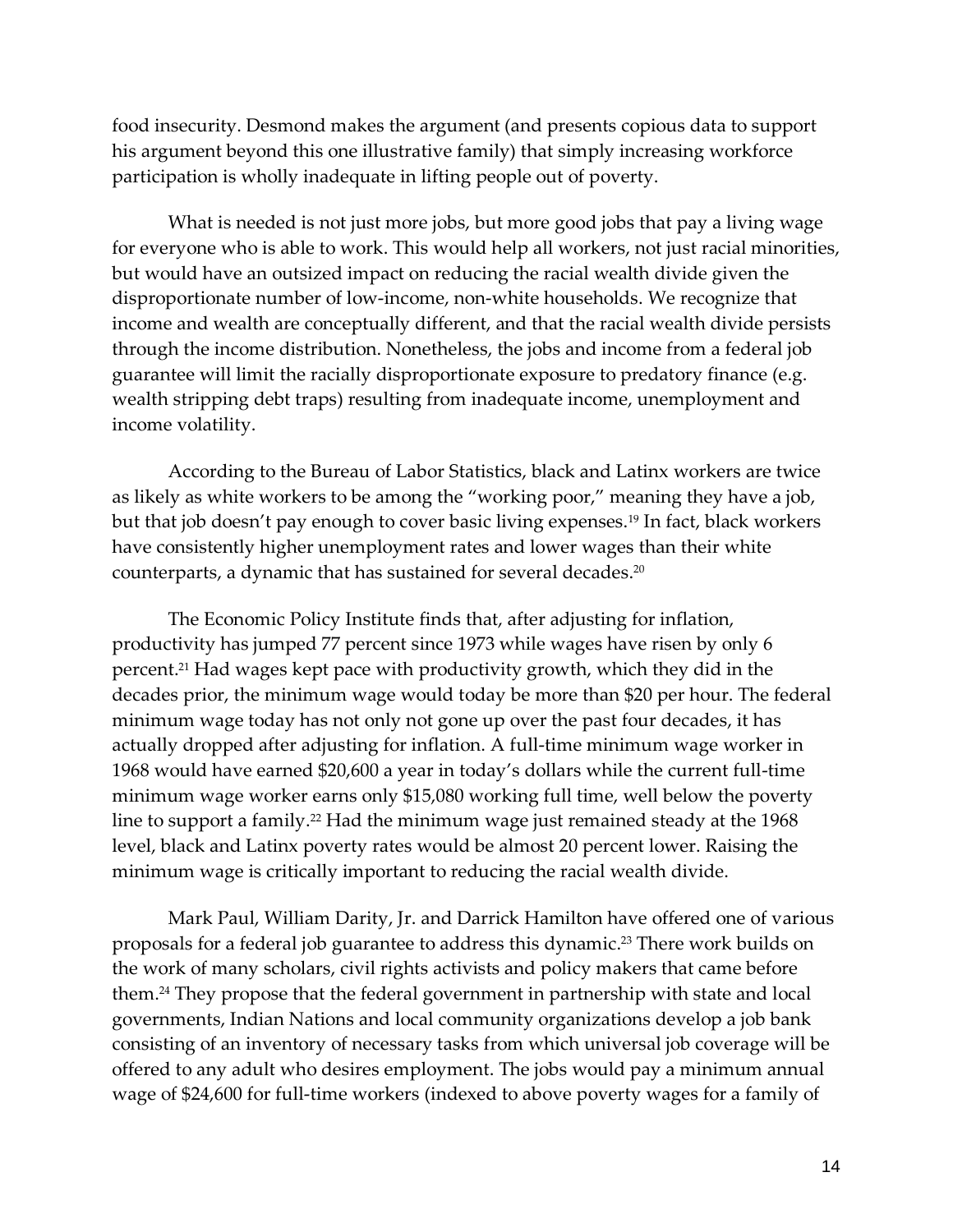food insecurity. Desmond makes the argument (and presents copious data to support his argument beyond this one illustrative family) that simply increasing workforce participation is wholly inadequate in lifting people out of poverty.

What is needed is not just more jobs, but more good jobs that pay a living wage for everyone who is able to work. This would help all workers, not just racial minorities, but would have an outsized impact on reducing the racial wealth divide given the disproportionate number of low-income, non-white households. We recognize that income and wealth are conceptually different, and that the racial wealth divide persists through the income distribution. Nonetheless, the jobs and income from a federal job guarantee will limit the racially disproportionate exposure to predatory finance (e.g. wealth stripping debt traps) resulting from inadequate income, unemployment and income volatility.

According to the Bureau of Labor Statistics, black and Latinx workers are twice as likely as white workers to be among the "working poor," meaning they have a job, but that job doesn't pay enough to cover basic living expenses.[19] In fact, black workers have consistently higher unemployment rates and lower wages than their white counterparts, a dynamic that has sustained for several decades.[20]

The Economic Policy Institute finds that, after adjusting for inflation, productivity has jumped 77 percent since 1973 while wages have risen by only 6 percent.[21] Had wages kept pace with productivity growth, which they did in the decades prior, the minimum wage would today be more than $20 per hour. The federal minimum wage today has not only not gone up over the past four decades, it has actually dropped after adjusting for inflation. A full-time minimum wage worker in 1968 would have earned $20,600 a year in today's dollars while the current full-time minimum wage worker earns only $15,080 working full time, well below the poverty line to support a family.[22] Had the minimum wage just remained steady at the 1968 level, black and Latinx poverty rates would be almost 20 percent lower. Raising the minimum wage is critically important to reducing the racial wealth divide.

Mark Paul, William Darity, Jr. and Darrick Hamilton have offered one of various proposals for a federal job guarantee to address this dynamic.[23] There work builds on the work of many scholars, civil rights activists and policy makers that came before them.[24] They propose that the federal government in partnership with state and local governments, Indian Nations and local community organizations develop a job bank consisting of an inventory of necessary tasks from which universal job coverage will be offered to any adult who desires employment. The jobs would pay a minimum annual wage of $24,600 for full-time workers (indexed to above poverty wages for a family of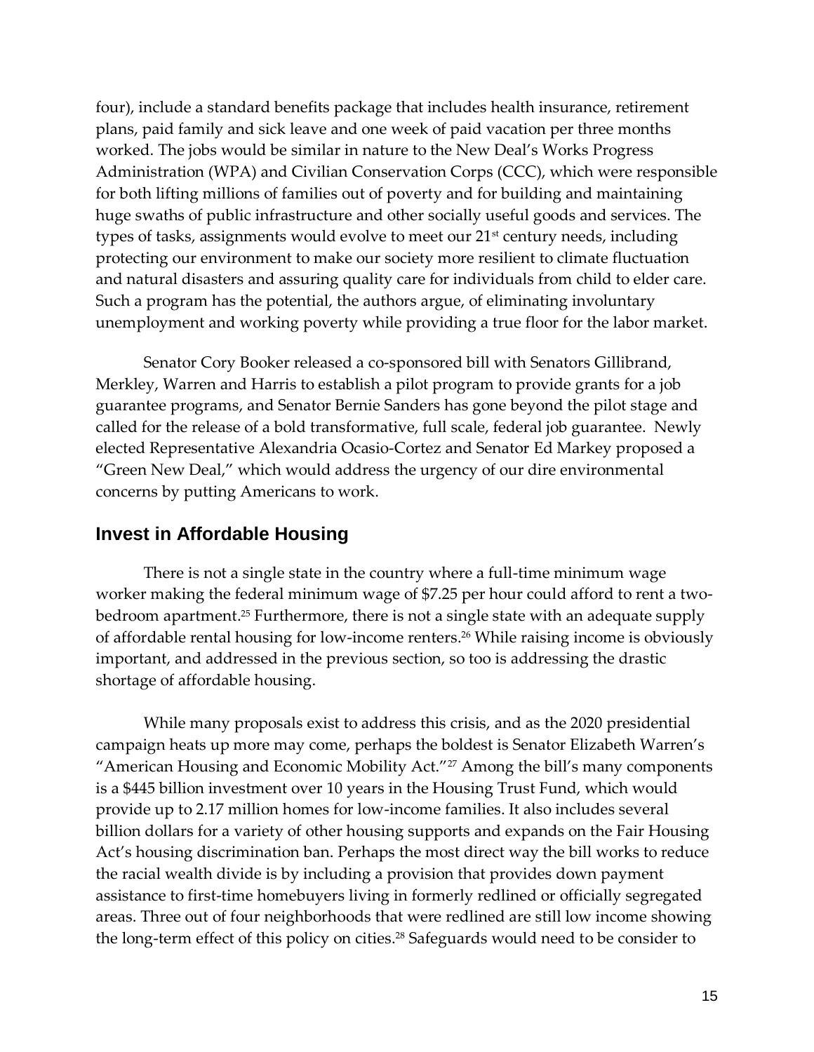four), include a standard benefits package that includes health insurance, retirement plans, paid family and sick leave and one week of paid vacation per three months worked. The jobs would be similar in nature to the New Deal's Works Progress Administration (WPA) and Civilian Conservation Corps (CCC), which were responsible for both lifting millions of families out of poverty and for building and maintaining huge swaths of public infrastructure and other socially useful goods and services. The types of tasks, assignments would evolve to meet our 21st century needs, including protecting our environment to make our society more resilient to climate fluctuation and natural disasters and assuring quality care for individuals from child to elder care. Such a program has the potential, the authors argue, of eliminating involuntary unemployment and working poverty while providing a true floor for the labor market.

Senator Cory Booker released a co-sponsored bill with Senators Gillibrand, Merkley, Warren and Harris to establish a pilot program to provide grants for a job guarantee programs, and Senator Bernie Sanders has gone beyond the pilot stage and called for the release of a bold transformative, full scale, federal job guarantee. Newly elected Representative Alexandria Ocasio-Cortez and Senator Ed Markey proposed a "Green New Deal," which would address the urgency of our dire environmental concerns by putting Americans to work.

## Invest in Affordable Housing

There is not a single state in the country where a full-time minimum wage worker making the federal minimum wage of $7.25 per hour could afford to rent a two-bedroom apartment.[25] Furthermore, there is not a single state with an adequate supply of affordable rental housing for low-income renters.[26] While raising income is obviously important, and addressed in the previous section, so too is addressing the drastic shortage of affordable housing.

While many proposals exist to address this crisis, and as the 2020 presidential campaign heats up more may come, perhaps the boldest is Senator Elizabeth Warren's "American Housing and Economic Mobility Act."[27] Among the bill's many components is a $445 billion investment over 10 years in the Housing Trust Fund, which would provide up to 2.17 million homes for low-income families. It also includes several billion dollars for a variety of other housing supports and expands on the Fair Housing Act's housing discrimination ban. Perhaps the most direct way the bill works to reduce the racial wealth divide is by including a provision that provides down payment assistance to first-time homebuyers living in formerly redlined or officially segregated areas. Three out of four neighborhoods that were redlined are still low income showing the long-term effect of this policy on cities.[28] Safeguards would need to be consider to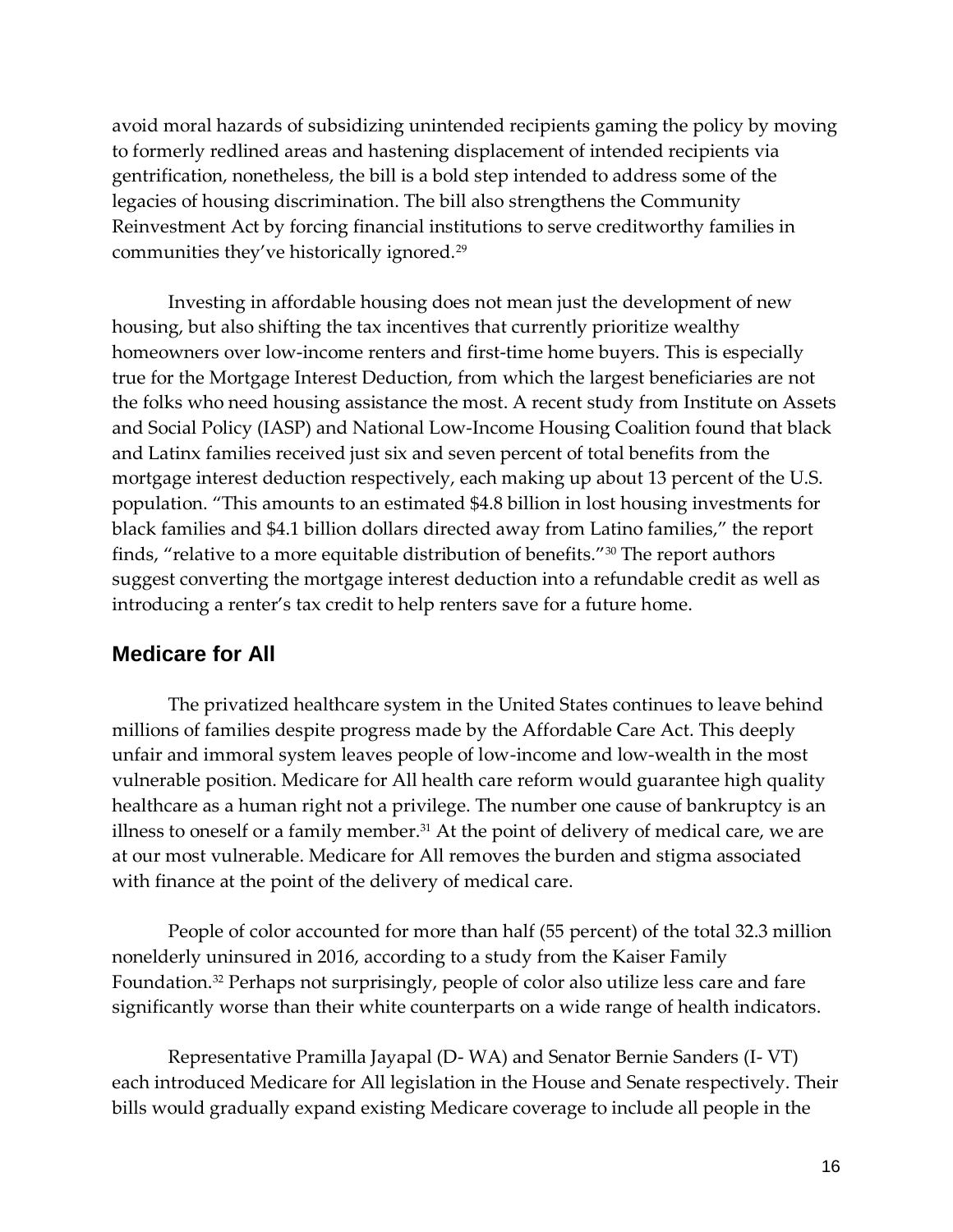avoid moral hazards of subsidizing unintended recipients gaming the policy by moving to formerly redlined areas and hastening displacement of intended recipients via gentrification, nonetheless, the bill is a bold step intended to address some of the legacies of housing discrimination. The bill also strengthens the Community Reinvestment Act by forcing financial institutions to serve creditworthy families in communities they've historically ignored.[29]

Investing in affordable housing does not mean just the development of new housing, but also shifting the tax incentives that currently prioritize wealthy homeowners over low-income renters and first-time home buyers. This is especially true for the Mortgage Interest Deduction, from which the largest beneficiaries are not the folks who need housing assistance the most. A recent study from Institute on Assets and Social Policy (IASP) and National Low-Income Housing Coalition found that black and Latinx families received just six and seven percent of total benefits from the mortgage interest deduction respectively, each making up about 13 percent of the U.S. population. "This amounts to an estimated $4.8 billion in lost housing investments for black families and $4.1 billion dollars directed away from Latino families," the report finds, "relative to a more equitable distribution of benefits."[30] The report authors suggest converting the mortgage interest deduction into a refundable credit as well as introducing a renter's tax credit to help renters save for a future home.

## Medicare for All

The privatized healthcare system in the United States continues to leave behind millions of families despite progress made by the Affordable Care Act. This deeply unfair and immoral system leaves people of low-income and low-wealth in the most vulnerable position. Medicare for All health care reform would guarantee high quality healthcare as a human right not a privilege. The number one cause of bankruptcy is an illness to oneself or a family member.[31] At the point of delivery of medical care, we are at our most vulnerable. Medicare for All removes the burden and stigma associated with finance at the point of the delivery of medical care.

People of color accounted for more than half (55 percent) of the total 32.3 million nonelderly uninsured in 2016, according to a study from the Kaiser Family Foundation.[32] Perhaps not surprisingly, people of color also utilize less care and fare significantly worse than their white counterparts on a wide range of health indicators.

Representative Pramilla Jayapal (D- WA) and Senator Bernie Sanders (I- VT) each introduced Medicare for All legislation in the House and Senate respectively. Their bills would gradually expand existing Medicare coverage to include all people in the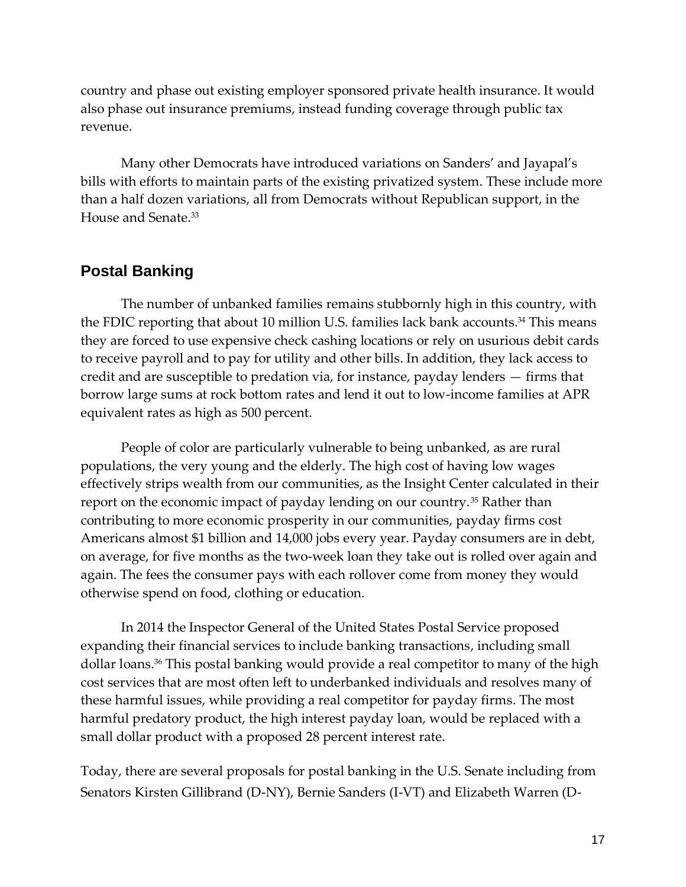country and phase out existing employer sponsored private health insurance. It would also phase out insurance premiums, instead funding coverage through public tax revenue.

Many other Democrats have introduced variations on Sanders' and Jayapal's bills with efforts to maintain parts of the existing privatized system. These include more than a half dozen variations, all from Democrats without Republican support, in the House and Senate.[33]

## Postal Banking

The number of unbanked families remains stubbornly high in this country, with the FDIC reporting that about 10 million U.S. families lack bank accounts.[34] This means they are forced to use expensive check cashing locations or rely on usurious debit cards to receive payroll and to pay for utility and other bills. In addition, they lack access to credit and are susceptible to predation via, for instance, payday lenders — firms that borrow large sums at rock bottom rates and lend it out to low-income families at APR equivalent rates as high as 500 percent.

People of color are particularly vulnerable to being unbanked, as are rural populations, the very young and the elderly. The high cost of having low wages effectively strips wealth from our communities, as the Insight Center calculated in their report on the economic impact of payday lending on our country.[35] Rather than contributing to more economic prosperity in our communities, payday firms cost Americans almost $1 billion and 14,000 jobs every year. Payday consumers are in debt, on average, for five months as the two-week loan they take out is rolled over again and again. The fees the consumer pays with each rollover come from money they would otherwise spend on food, clothing or education.

In 2014 the Inspector General of the United States Postal Service proposed expanding their financial services to include banking transactions, including small dollar loans.[36] This postal banking would provide a real competitor to many of the high cost services that are most often left to underbanked individuals and resolves many of these harmful issues, while providing a real competitor for payday firms. The most harmful predatory product, the high interest payday loan, would be replaced with a small dollar product with a proposed 28 percent interest rate.

Today, there are several proposals for postal banking in the U.S. Senate including from Senators Kirsten Gillibrand (D-NY), Bernie Sanders (I-VT) and Elizabeth Warren (D-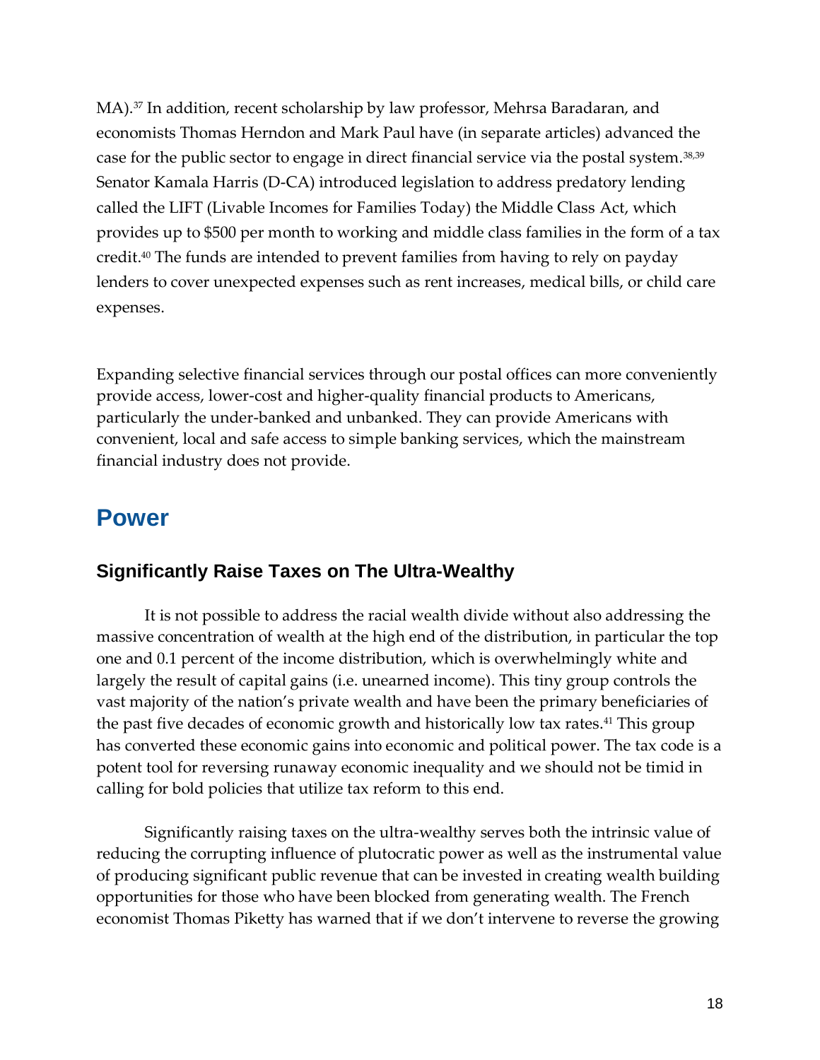MA).[37] In addition, recent scholarship by law professor, Mehrsa Baradaran, and economists Thomas Herndon and Mark Paul have (in separate articles) advanced the case for the public sector to engage in direct financial service via the postal system.[38,39] Senator Kamala Harris (D-CA) introduced legislation to address predatory lending called the LIFT (Livable Incomes for Families Today) the Middle Class Act, which provides up to $500 per month to working and middle class families in the form of a tax credit.[40] The funds are intended to prevent families from having to rely on payday lenders to cover unexpected expenses such as rent increases, medical bills, or child care expenses.

Expanding selective financial services through our postal offices can more conveniently provide access, lower-cost and higher-quality financial products to Americans, particularly the under-banked and unbanked. They can provide Americans with convenient, local and safe access to simple banking services, which the mainstream financial industry does not provide.

# Power

## Significantly Raise Taxes on The Ultra-Wealthy

It is not possible to address the racial wealth divide without also addressing the massive concentration of wealth at the high end of the distribution, in particular the top one and 0.1 percent of the income distribution, which is overwhelmingly white and largely the result of capital gains (i.e. unearned income). This tiny group controls the vast majority of the nation's private wealth and have been the primary beneficiaries of the past five decades of economic growth and historically low tax rates.[41] This group has converted these economic gains into economic and political power. The tax code is a potent tool for reversing runaway economic inequality and we should not be timid in calling for bold policies that utilize tax reform to this end.

Significantly raising taxes on the ultra-wealthy serves both the intrinsic value of reducing the corrupting influence of plutocratic power as well as the instrumental value of producing significant public revenue that can be invested in creating wealth building opportunities for those who have been blocked from generating wealth. The French economist Thomas Piketty has warned that if we don't intervene to reverse the growing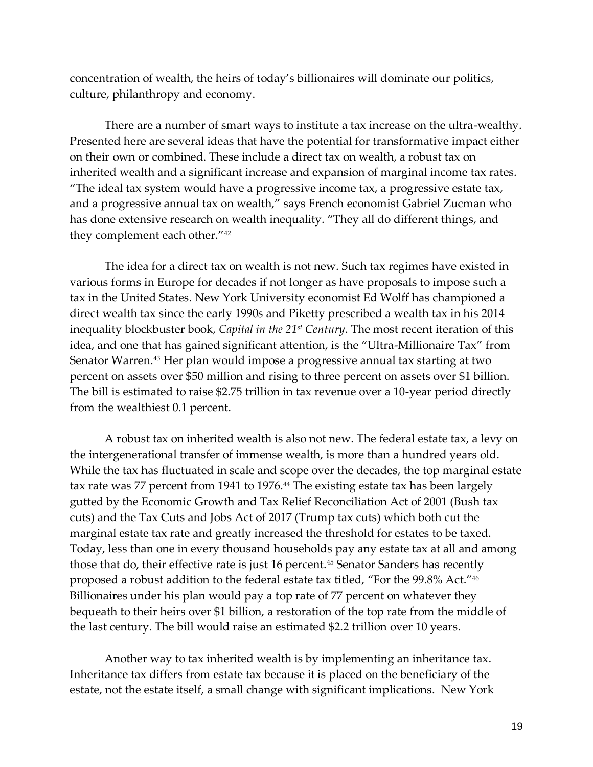concentration of wealth, the heirs of today's billionaires will dominate our politics, culture, philanthropy and economy.

There are a number of smart ways to institute a tax increase on the ultra-wealthy. Presented here are several ideas that have the potential for transformative impact either on their own or combined. These include a direct tax on wealth, a robust tax on inherited wealth and a significant increase and expansion of marginal income tax rates. "The ideal tax system would have a progressive income tax, a progressive estate tax, and a progressive annual tax on wealth," says French economist Gabriel Zucman who has done extensive research on wealth inequality. "They all do different things, and they complement each other."[42]

The idea for a direct tax on wealth is not new. Such tax regimes have existed in various forms in Europe for decades if not longer as have proposals to impose such a tax in the United States. New York University economist Ed Wolff has championed a direct wealth tax since the early 1990s and Piketty prescribed a wealth tax in his 2014 inequality blockbuster book, *Capital in the 21st Century*. The most recent iteration of this idea, and one that has gained significant attention, is the "Ultra-Millionaire Tax" from Senator Warren.[43] Her plan would impose a progressive annual tax starting at two percent on assets over $50 million and rising to three percent on assets over $1 billion. The bill is estimated to raise $2.75 trillion in tax revenue over a 10-year period directly from the wealthiest 0.1 percent.

A robust tax on inherited wealth is also not new. The federal estate tax, a levy on the intergenerational transfer of immense wealth, is more than a hundred years old. While the tax has fluctuated in scale and scope over the decades, the top marginal estate tax rate was 77 percent from 1941 to 1976.[44] The existing estate tax has been largely gutted by the Economic Growth and Tax Relief Reconciliation Act of 2001 (Bush tax cuts) and the Tax Cuts and Jobs Act of 2017 (Trump tax cuts) which both cut the marginal estate tax rate and greatly increased the threshold for estates to be taxed. Today, less than one in every thousand households pay any estate tax at all and among those that do, their effective rate is just 16 percent.[45] Senator Sanders has recently proposed a robust addition to the federal estate tax titled, "For the 99.8% Act."[46] Billionaires under his plan would pay a top rate of 77 percent on whatever they bequeath to their heirs over $1 billion, a restoration of the top rate from the middle of the last century. The bill would raise an estimated $2.2 trillion over 10 years.

Another way to tax inherited wealth is by implementing an inheritance tax. Inheritance tax differs from estate tax because it is placed on the beneficiary of the estate, not the estate itself, a small change with significant implications. New York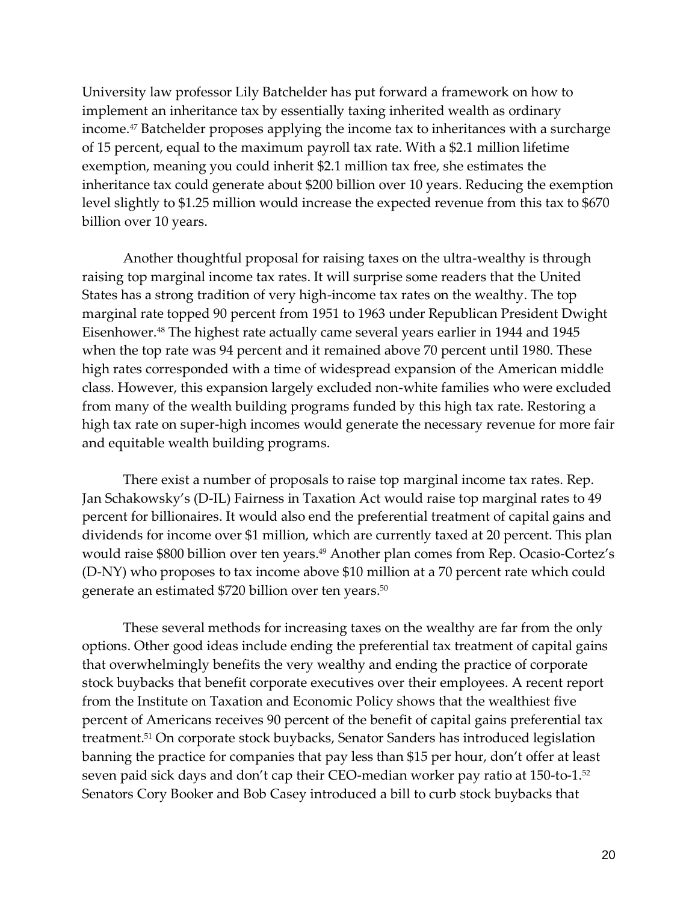University law professor Lily Batchelder has put forward a framework on how to implement an inheritance tax by essentially taxing inherited wealth as ordinary income.[47] Batchelder proposes applying the income tax to inheritances with a surcharge of 15 percent, equal to the maximum payroll tax rate. With a $2.1 million lifetime exemption, meaning you could inherit $2.1 million tax free, she estimates the inheritance tax could generate about $200 billion over 10 years. Reducing the exemption level slightly to $1.25 million would increase the expected revenue from this tax to $670 billion over 10 years.

Another thoughtful proposal for raising taxes on the ultra-wealthy is through raising top marginal income tax rates. It will surprise some readers that the United States has a strong tradition of very high-income tax rates on the wealthy. The top marginal rate topped 90 percent from 1951 to 1963 under Republican President Dwight Eisenhower.[48] The highest rate actually came several years earlier in 1944 and 1945 when the top rate was 94 percent and it remained above 70 percent until 1980. These high rates corresponded with a time of widespread expansion of the American middle class. However, this expansion largely excluded non-white families who were excluded from many of the wealth building programs funded by this high tax rate. Restoring a high tax rate on super-high incomes would generate the necessary revenue for more fair and equitable wealth building programs.

There exist a number of proposals to raise top marginal income tax rates. Rep. Jan Schakowsky's (D-IL) Fairness in Taxation Act would raise top marginal rates to 49 percent for billionaires. It would also end the preferential treatment of capital gains and dividends for income over $1 million, which are currently taxed at 20 percent. This plan would raise $800 billion over ten years.[49] Another plan comes from Rep. Ocasio-Cortez's (D-NY) who proposes to tax income above $10 million at a 70 percent rate which could generate an estimated $720 billion over ten years.[50]

These several methods for increasing taxes on the wealthy are far from the only options. Other good ideas include ending the preferential tax treatment of capital gains that overwhelmingly benefits the very wealthy and ending the practice of corporate stock buybacks that benefit corporate executives over their employees. A recent report from the Institute on Taxation and Economic Policy shows that the wealthiest five percent of Americans receives 90 percent of the benefit of capital gains preferential tax treatment.[51] On corporate stock buybacks, Senator Sanders has introduced legislation banning the practice for companies that pay less than $15 per hour, don't offer at least seven paid sick days and don't cap their CEO-median worker pay ratio at 150-to-1.[52] Senators Cory Booker and Bob Casey introduced a bill to curb stock buybacks that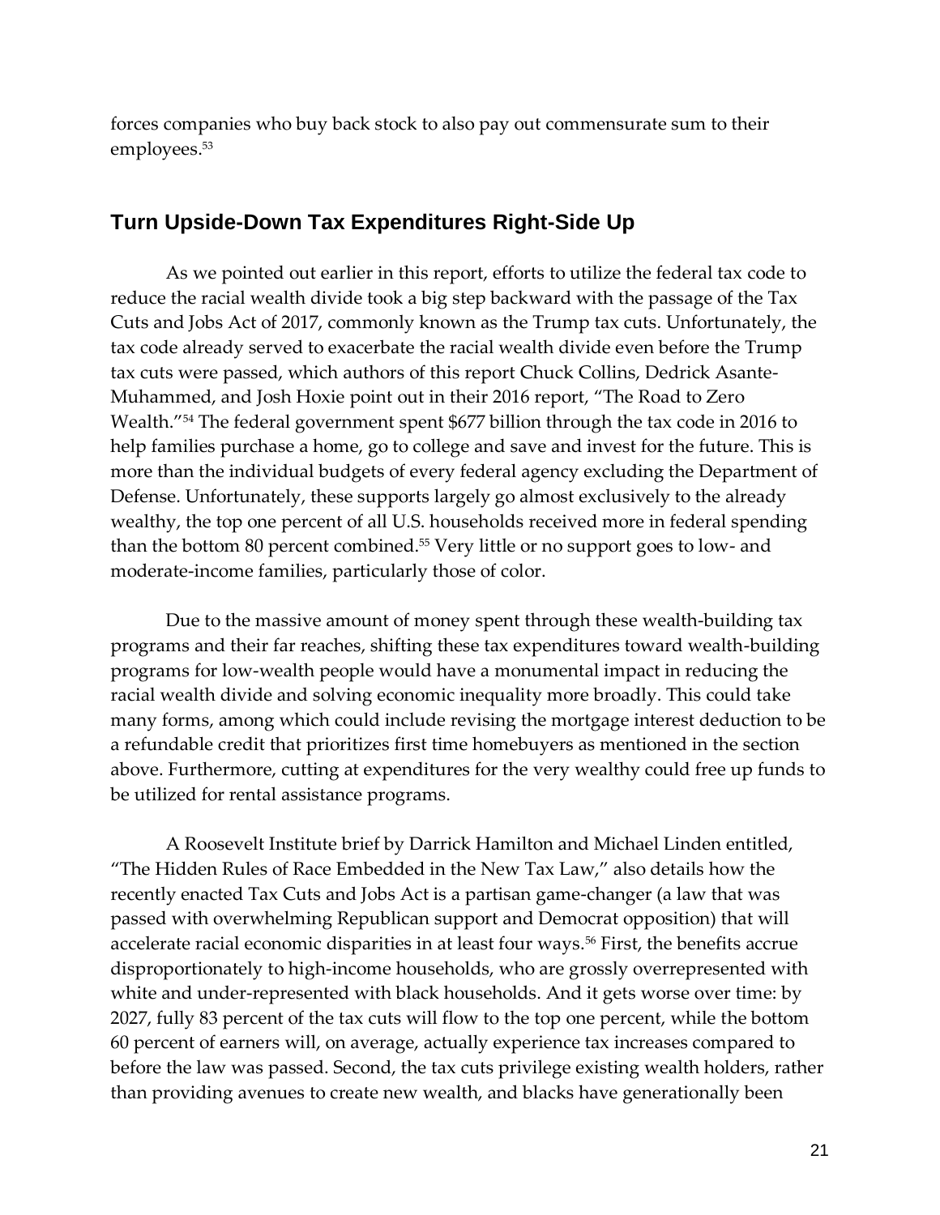forces companies who buy back stock to also pay out commensurate sum to their employees.[53]

## Turn Upside-Down Tax Expenditures Right-Side Up

As we pointed out earlier in this report, efforts to utilize the federal tax code to reduce the racial wealth divide took a big step backward with the passage of the Tax Cuts and Jobs Act of 2017, commonly known as the Trump tax cuts. Unfortunately, the tax code already served to exacerbate the racial wealth divide even before the Trump tax cuts were passed, which authors of this report Chuck Collins, Dedrick Asante-Muhammed, and Josh Hoxie point out in their 2016 report, "The Road to Zero Wealth."[54] The federal government spent $677 billion through the tax code in 2016 to help families purchase a home, go to college and save and invest for the future. This is more than the individual budgets of every federal agency excluding the Department of Defense. Unfortunately, these supports largely go almost exclusively to the already wealthy, the top one percent of all U.S. households received more in federal spending than the bottom 80 percent combined.[55] Very little or no support goes to low- and moderate-income families, particularly those of color.

Due to the massive amount of money spent through these wealth-building tax programs and their far reaches, shifting these tax expenditures toward wealth-building programs for low-wealth people would have a monumental impact in reducing the racial wealth divide and solving economic inequality more broadly. This could take many forms, among which could include revising the mortgage interest deduction to be a refundable credit that prioritizes first time homebuyers as mentioned in the section above. Furthermore, cutting at expenditures for the very wealthy could free up funds to be utilized for rental assistance programs.

A Roosevelt Institute brief by Darrick Hamilton and Michael Linden entitled, "The Hidden Rules of Race Embedded in the New Tax Law," also details how the recently enacted Tax Cuts and Jobs Act is a partisan game-changer (a law that was passed with overwhelming Republican support and Democrat opposition) that will accelerate racial economic disparities in at least four ways.[56] First, the benefits accrue disproportionately to high-income households, who are grossly overrepresented with white and under-represented with black households. And it gets worse over time: by 2027, fully 83 percent of the tax cuts will flow to the top one percent, while the bottom 60 percent of earners will, on average, actually experience tax increases compared to before the law was passed. Second, the tax cuts privilege existing wealth holders, rather than providing avenues to create new wealth, and blacks have generationally been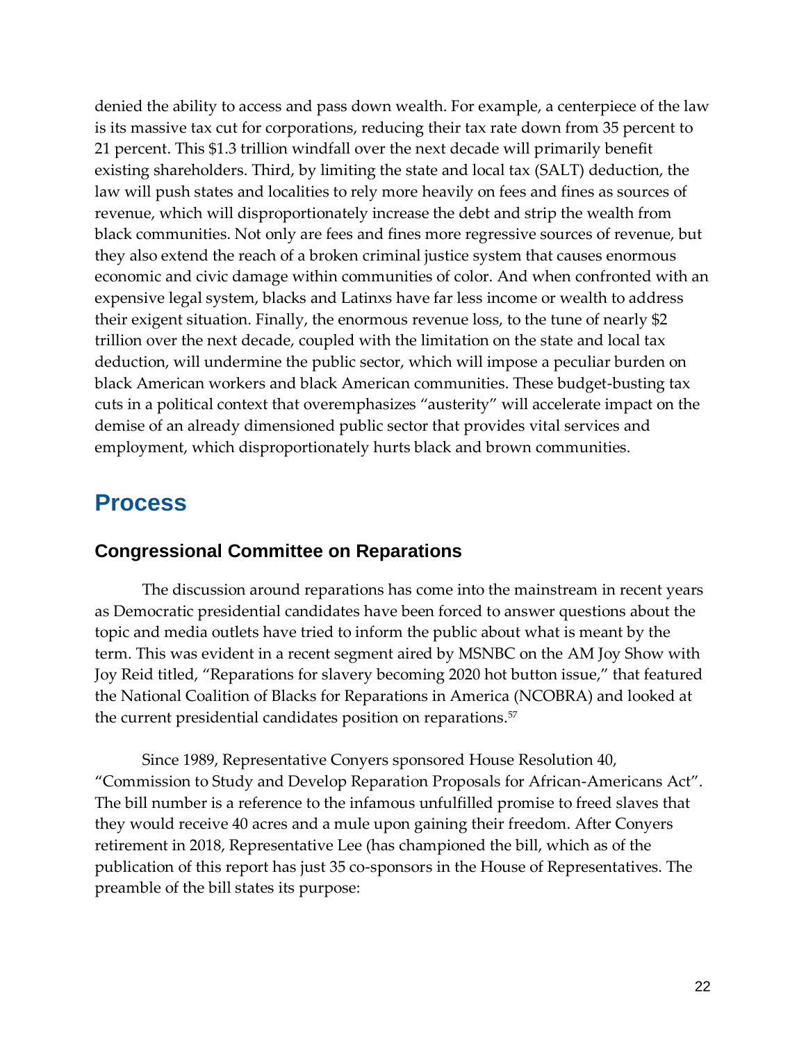denied the ability to access and pass down wealth. For example, a centerpiece of the law is its massive tax cut for corporations, reducing their tax rate down from 35 percent to 21 percent. This $1.3 trillion windfall over the next decade will primarily benefit existing shareholders. Third, by limiting the state and local tax (SALT) deduction, the law will push states and localities to rely more heavily on fees and fines as sources of revenue, which will disproportionately increase the debt and strip the wealth from black communities. Not only are fees and fines more regressive sources of revenue, but they also extend the reach of a broken criminal justice system that causes enormous economic and civic damage within communities of color. And when confronted with an expensive legal system, blacks and Latinxs have far less income or wealth to address their exigent situation. Finally, the enormous revenue loss, to the tune of nearly $2 trillion over the next decade, coupled with the limitation on the state and local tax deduction, will undermine the public sector, which will impose a peculiar burden on black American workers and black American communities. These budget-busting tax cuts in a political context that overemphasizes "austerity" will accelerate impact on the demise of an already dimensioned public sector that provides vital services and employment, which disproportionately hurts black and brown communities.

# Process

## Congressional Committee on Reparations

The discussion around reparations has come into the mainstream in recent years as Democratic presidential candidates have been forced to answer questions about the topic and media outlets have tried to inform the public about what is meant by the term. This was evident in a recent segment aired by MSNBC on the AM Joy Show with Joy Reid titled, "Reparations for slavery becoming 2020 hot button issue," that featured the National Coalition of Blacks for Reparations in America (NCOBRA) and looked at the current presidential candidates position on reparations.[57]

Since 1989, Representative Conyers sponsored House Resolution 40, "Commission to Study and Develop Reparation Proposals for African-Americans Act". The bill number is a reference to the infamous unfulfilled promise to freed slaves that they would receive 40 acres and a mule upon gaining their freedom. After Conyers retirement in 2018, Representative Lee (has championed the bill, which as of the publication of this report has just 35 co-sponsors in the House of Representatives. The preamble of the bill states its purpose: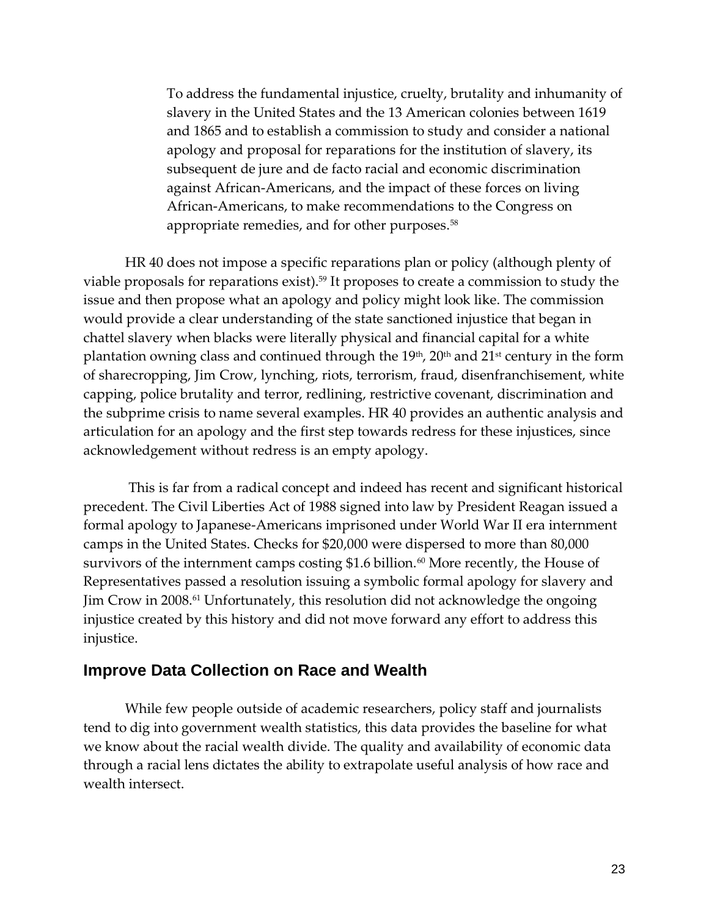> To address the fundamental injustice, cruelty, brutality and inhumanity of slavery in the United States and the 13 American colonies between 1619 and 1865 and to establish a commission to study and consider a national apology and proposal for reparations for the institution of slavery, its subsequent de jure and de facto racial and economic discrimination against African-Americans, and the impact of these forces on living African-Americans, to make recommendations to the Congress on appropriate remedies, and for other purposes.[58]

HR 40 does not impose a specific reparations plan or policy (although plenty of viable proposals for reparations exist).[59] It proposes to create a commission to study the issue and then propose what an apology and policy might look like. The commission would provide a clear understanding of the state sanctioned injustice that began in chattel slavery when blacks were literally physical and financial capital for a white plantation owning class and continued through the 19th, 20th and 21st century in the form of sharecropping, Jim Crow, lynching, riots, terrorism, fraud, disenfranchisement, white capping, police brutality and terror, redlining, restrictive covenant, discrimination and the subprime crisis to name several examples. HR 40 provides an authentic analysis and articulation for an apology and the first step towards redress for these injustices, since acknowledgement without redress is an empty apology.

This is far from a radical concept and indeed has recent and significant historical precedent. The Civil Liberties Act of 1988 signed into law by President Reagan issued a formal apology to Japanese-Americans imprisoned under World War II era internment camps in the United States. Checks for $20,000 were dispersed to more than 80,000 survivors of the internment camps costing $1.6 billion.[60] More recently, the House of Representatives passed a resolution issuing a symbolic formal apology for slavery and Jim Crow in 2008.[61] Unfortunately, this resolution did not acknowledge the ongoing injustice created by this history and did not move forward any effort to address this injustice.

## Improve Data Collection on Race and Wealth

While few people outside of academic researchers, policy staff and journalists tend to dig into government wealth statistics, this data provides the baseline for what we know about the racial wealth divide. The quality and availability of economic data through a racial lens dictates the ability to extrapolate useful analysis of how race and wealth intersect.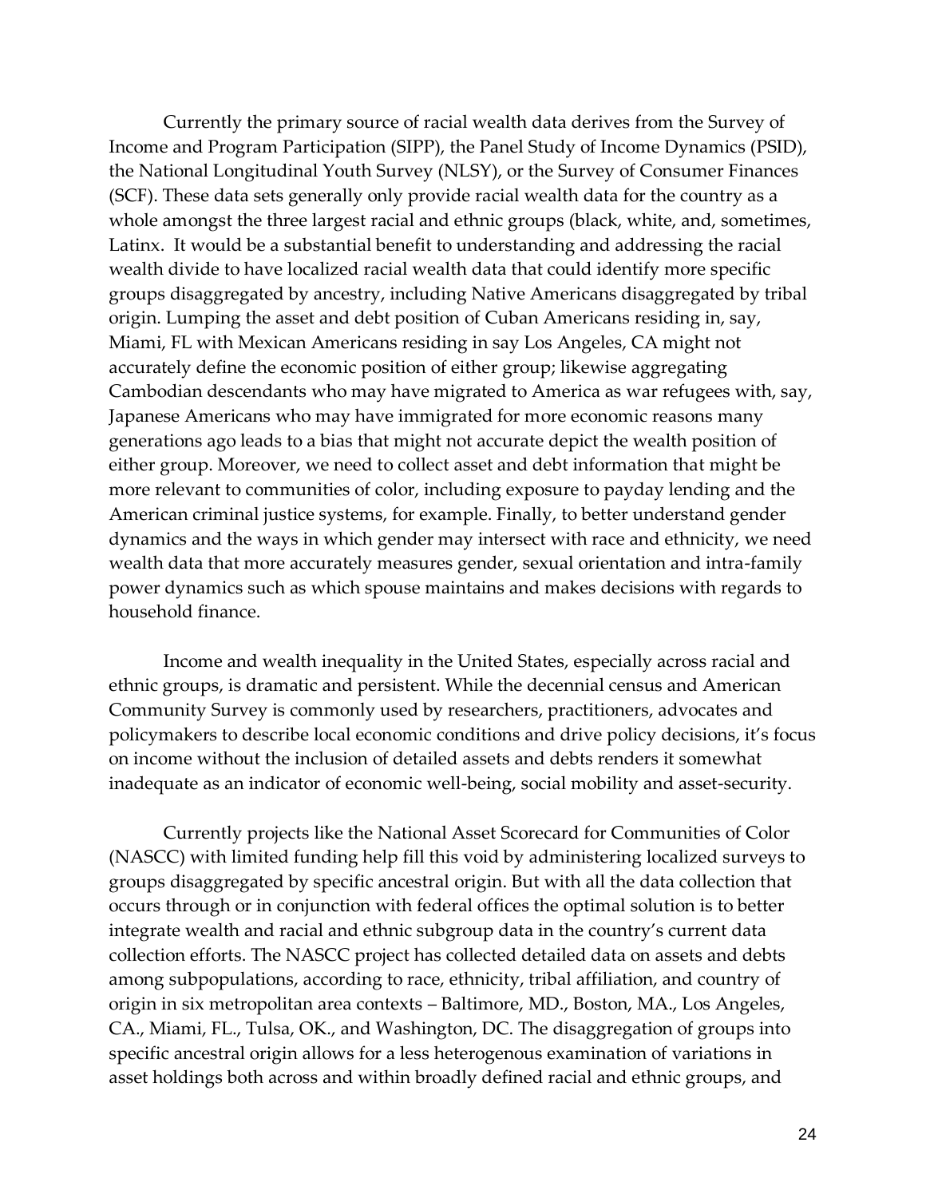Currently the primary source of racial wealth data derives from the Survey of Income and Program Participation (SIPP), the Panel Study of Income Dynamics (PSID), the National Longitudinal Youth Survey (NLSY), or the Survey of Consumer Finances (SCF). These data sets generally only provide racial wealth data for the country as a whole amongst the three largest racial and ethnic groups (black, white, and, sometimes, Latinx. It would be a substantial benefit to understanding and addressing the racial wealth divide to have localized racial wealth data that could identify more specific groups disaggregated by ancestry, including Native Americans disaggregated by tribal origin. Lumping the asset and debt position of Cuban Americans residing in, say, Miami, FL with Mexican Americans residing in say Los Angeles, CA might not accurately define the economic position of either group; likewise aggregating Cambodian descendants who may have migrated to America as war refugees with, say, Japanese Americans who may have immigrated for more economic reasons many generations ago leads to a bias that might not accurate depict the wealth position of either group. Moreover, we need to collect asset and debt information that might be more relevant to communities of color, including exposure to payday lending and the American criminal justice systems, for example. Finally, to better understand gender dynamics and the ways in which gender may intersect with race and ethnicity, we need wealth data that more accurately measures gender, sexual orientation and intra-family power dynamics such as which spouse maintains and makes decisions with regards to household finance.

Income and wealth inequality in the United States, especially across racial and ethnic groups, is dramatic and persistent. While the decennial census and American Community Survey is commonly used by researchers, practitioners, advocates and policymakers to describe local economic conditions and drive policy decisions, it's focus on income without the inclusion of detailed assets and debts renders it somewhat inadequate as an indicator of economic well-being, social mobility and asset-security.

Currently projects like the National Asset Scorecard for Communities of Color (NASCC) with limited funding help fill this void by administering localized surveys to groups disaggregated by specific ancestral origin. But with all the data collection that occurs through or in conjunction with federal offices the optimal solution is to better integrate wealth and racial and ethnic subgroup data in the country's current data collection efforts. The NASCC project has collected detailed data on assets and debts among subpopulations, according to race, ethnicity, tribal affiliation, and country of origin in six metropolitan area contexts – Baltimore, MD., Boston, MA., Los Angeles, CA., Miami, FL., Tulsa, OK., and Washington, DC. The disaggregation of groups into specific ancestral origin allows for a less heterogenous examination of variations in asset holdings both across and within broadly defined racial and ethnic groups, and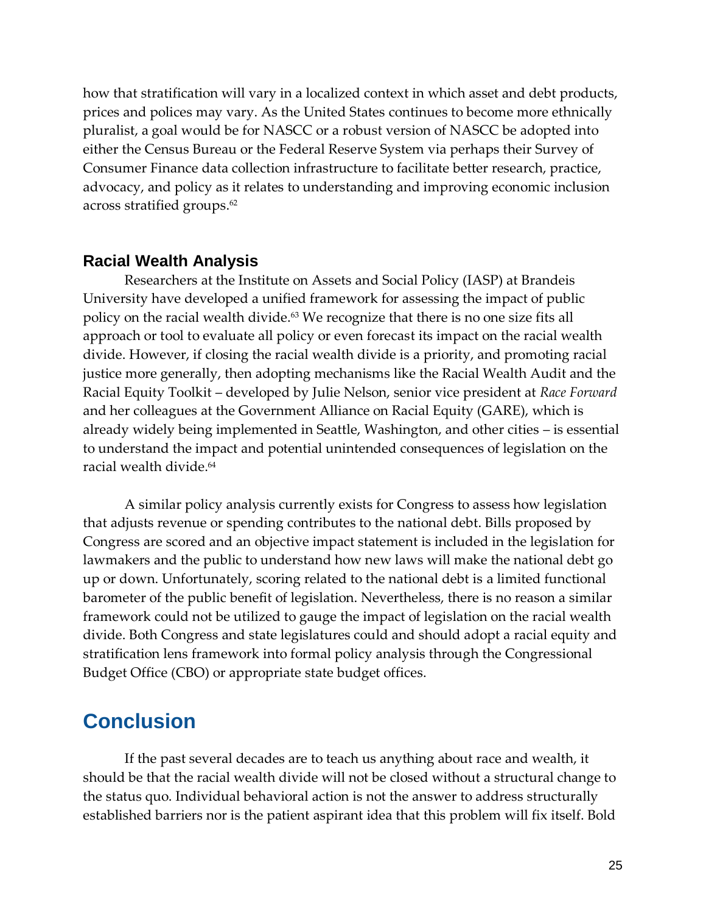how that stratification will vary in a localized context in which asset and debt products, prices and polices may vary. As the United States continues to become more ethnically pluralist, a goal would be for NASCC or a robust version of NASCC be adopted into either the Census Bureau or the Federal Reserve System via perhaps their Survey of Consumer Finance data collection infrastructure to facilitate better research, practice, advocacy, and policy as it relates to understanding and improving economic inclusion across stratified groups.[62]

### Racial Wealth Analysis

Researchers at the Institute on Assets and Social Policy (IASP) at Brandeis University have developed a unified framework for assessing the impact of public policy on the racial wealth divide.[63] We recognize that there is no one size fits all approach or tool to evaluate all policy or even forecast its impact on the racial wealth divide. However, if closing the racial wealth divide is a priority, and promoting racial justice more generally, then adopting mechanisms like the Racial Wealth Audit and the Racial Equity Toolkit – developed by Julie Nelson, senior vice president at *Race Forward* and her colleagues at the Government Alliance on Racial Equity (GARE), which is already widely being implemented in Seattle, Washington, and other cities – is essential to understand the impact and potential unintended consequences of legislation on the racial wealth divide.[64]

A similar policy analysis currently exists for Congress to assess how legislation that adjusts revenue or spending contributes to the national debt. Bills proposed by Congress are scored and an objective impact statement is included in the legislation for lawmakers and the public to understand how new laws will make the national debt go up or down. Unfortunately, scoring related to the national debt is a limited functional barometer of the public benefit of legislation. Nevertheless, there is no reason a similar framework could not be utilized to gauge the impact of legislation on the racial wealth divide. Both Congress and state legislatures could and should adopt a racial equity and stratification lens framework into formal policy analysis through the Congressional Budget Office (CBO) or appropriate state budget offices.

## Conclusion

If the past several decades are to teach us anything about race and wealth, it should be that the racial wealth divide will not be closed without a structural change to the status quo. Individual behavioral action is not the answer to address structurally established barriers nor is the patient aspirant idea that this problem will fix itself. Bold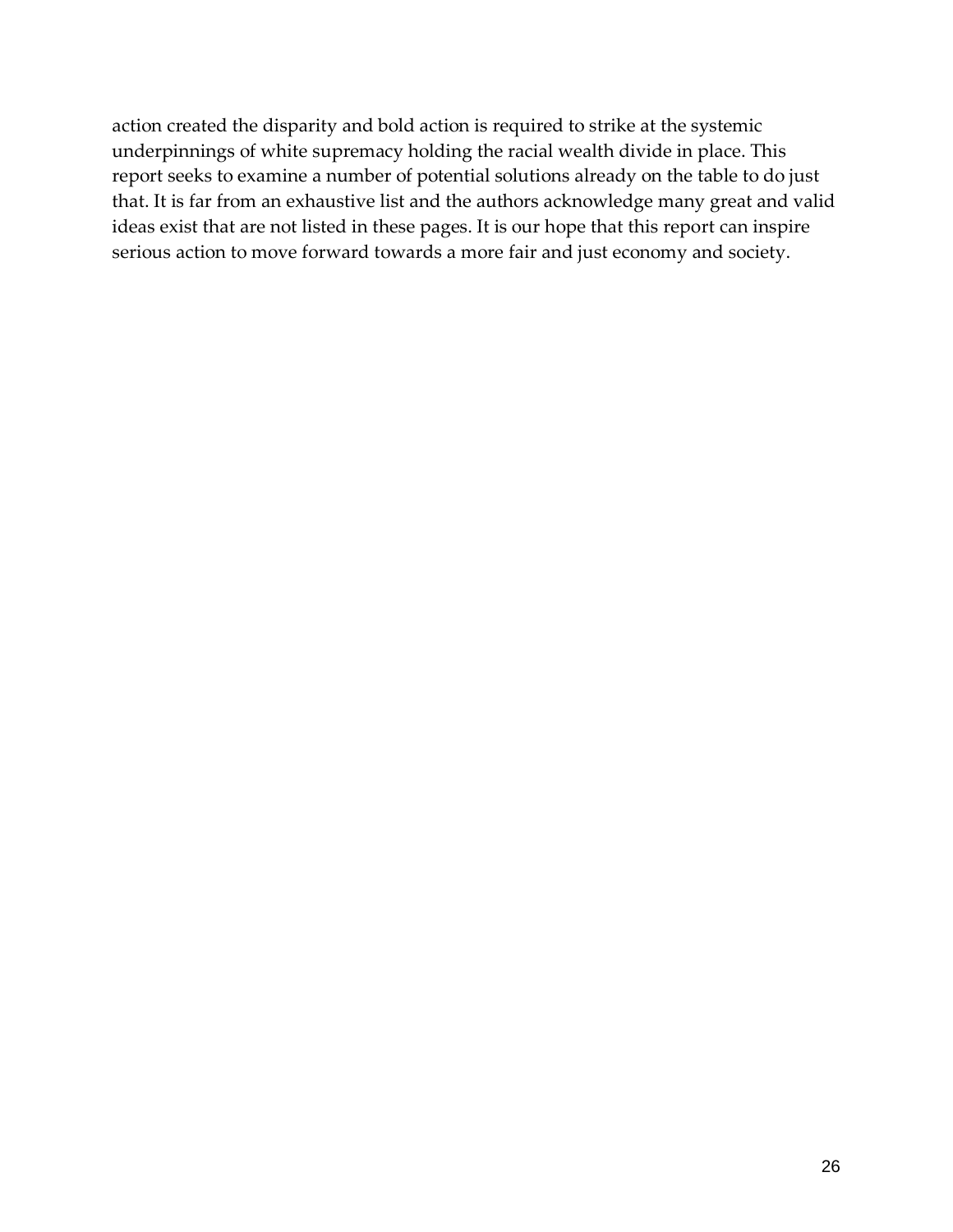action created the disparity and bold action is required to strike at the systemic underpinnings of white supremacy holding the racial wealth divide in place. This report seeks to examine a number of potential solutions already on the table to do just that. It is far from an exhaustive list and the authors acknowledge many great and valid ideas exist that are not listed in these pages. It is our hope that this report can inspire serious action to move forward towards a more fair and just economy and society.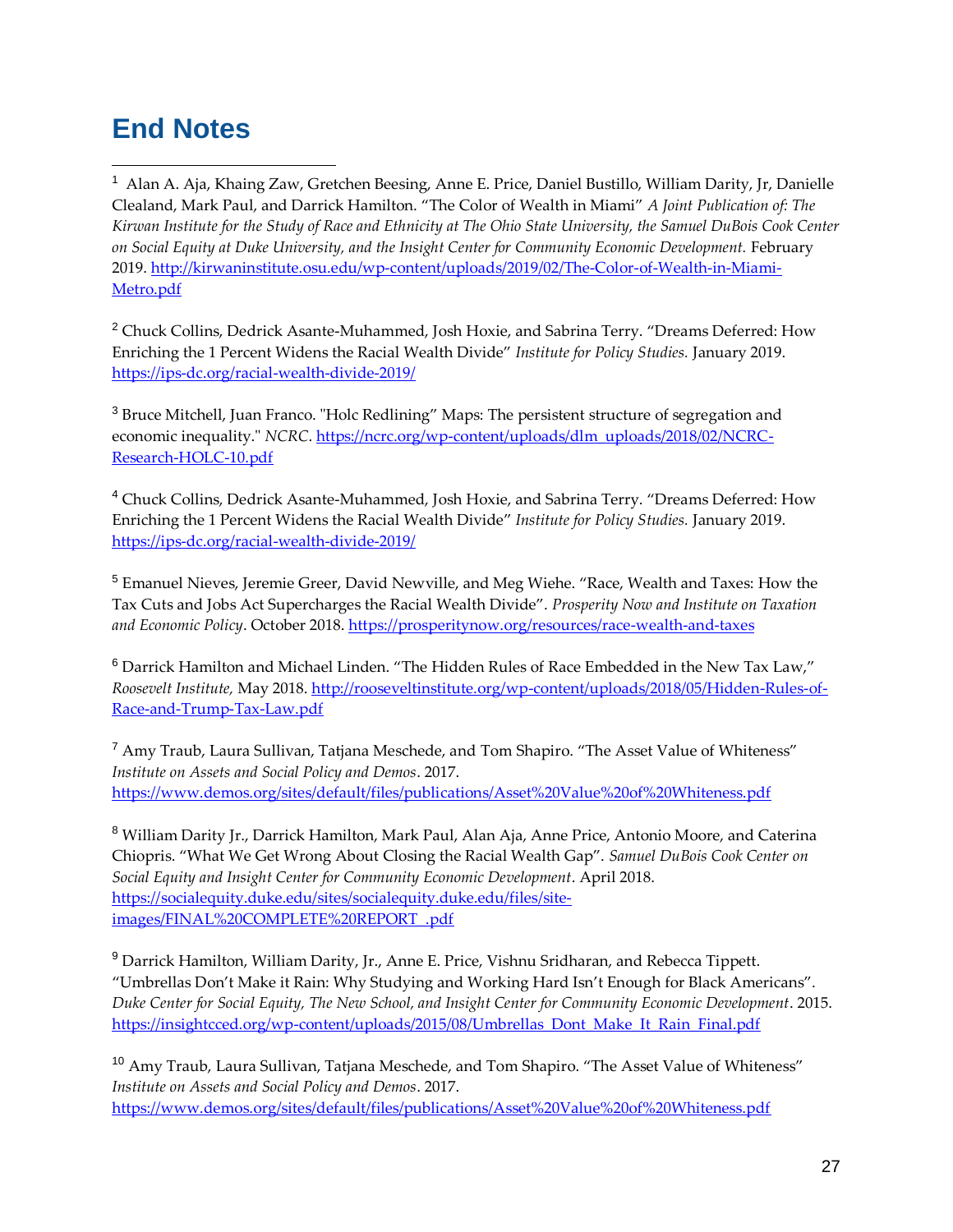# End Notes

[1] Alan A. Aja, Khaing Zaw, Gretchen Beesing, Anne E. Price, Daniel Bustillo, William Darity, Jr, Danielle Clealand, Mark Paul, and Darrick Hamilton. "The Color of Wealth in Miami" *A Joint Publication of: The Kirwan Institute for the Study of Race and Ethnicity at The Ohio State University, the Samuel DuBois Cook Center on Social Equity at Duke University, and the Insight Center for Community Economic Development.* February 2019. http://kirwaninstitute.osu.edu/wp-content/uploads/2019/02/The-Color-of-Wealth-in-Miami-Metro.pdf

[2] Chuck Collins, Dedrick Asante-Muhammed, Josh Hoxie, and Sabrina Terry. "Dreams Deferred: How Enriching the 1 Percent Widens the Racial Wealth Divide" *Institute for Policy Studies.* January 2019. https://ips-dc.org/racial-wealth-divide-2019/

[3] Bruce Mitchell, Juan Franco. "Holc Redlining" Maps: The persistent structure of segregation and economic inequality." *NCRC*. https://ncrc.org/wp-content/uploads/dlm_uploads/2018/02/NCRC-Research-HOLC-10.pdf

[4] Chuck Collins, Dedrick Asante-Muhammed, Josh Hoxie, and Sabrina Terry. "Dreams Deferred: How Enriching the 1 Percent Widens the Racial Wealth Divide" *Institute for Policy Studies.* January 2019. https://ips-dc.org/racial-wealth-divide-2019/

[5] Emanuel Nieves, Jeremie Greer, David Newville, and Meg Wiehe. "Race, Wealth and Taxes: How the Tax Cuts and Jobs Act Supercharges the Racial Wealth Divide". *Prosperity Now and Institute on Taxation and Economic Policy*. October 2018. https://prosperitynow.org/resources/race-wealth-and-taxes

[6] Darrick Hamilton and Michael Linden. "The Hidden Rules of Race Embedded in the New Tax Law," *Roosevelt Institute,* May 2018. http://rooseveltinstitute.org/wp-content/uploads/2018/05/Hidden-Rules-of-Race-and-Trump-Tax-Law.pdf

[7] Amy Traub, Laura Sullivan, Tatjana Meschede, and Tom Shapiro. "The Asset Value of Whiteness" *Institute on Assets and Social Policy and Demos*. 2017. https://www.demos.org/sites/default/files/publications/Asset%20Value%20of%20Whiteness.pdf

[8] William Darity Jr., Darrick Hamilton, Mark Paul, Alan Aja, Anne Price, Antonio Moore, and Caterina Chiopris. "What We Get Wrong About Closing the Racial Wealth Gap". *Samuel DuBois Cook Center on Social Equity and Insight Center for Community Economic Development*. April 2018. https://socialequity.duke.edu/sites/socialequity.duke.edu/files/site-images/FINAL%20COMPLETE%20REPORT_.pdf

[9] Darrick Hamilton, William Darity, Jr., Anne E. Price, Vishnu Sridharan, and Rebecca Tippett. "Umbrellas Don't Make it Rain: Why Studying and Working Hard Isn't Enough for Black Americans". *Duke Center for Social Equity, The New School, and Insight Center for Community Economic Development*. 2015. https://insightcced.org/wp-content/uploads/2015/08/Umbrellas_Dont_Make_It_Rain_Final.pdf

[10] Amy Traub, Laura Sullivan, Tatjana Meschede, and Tom Shapiro. "The Asset Value of Whiteness" *Institute on Assets and Social Policy and Demos*. 2017. https://www.demos.org/sites/default/files/publications/Asset%20Value%20of%20Whiteness.pdf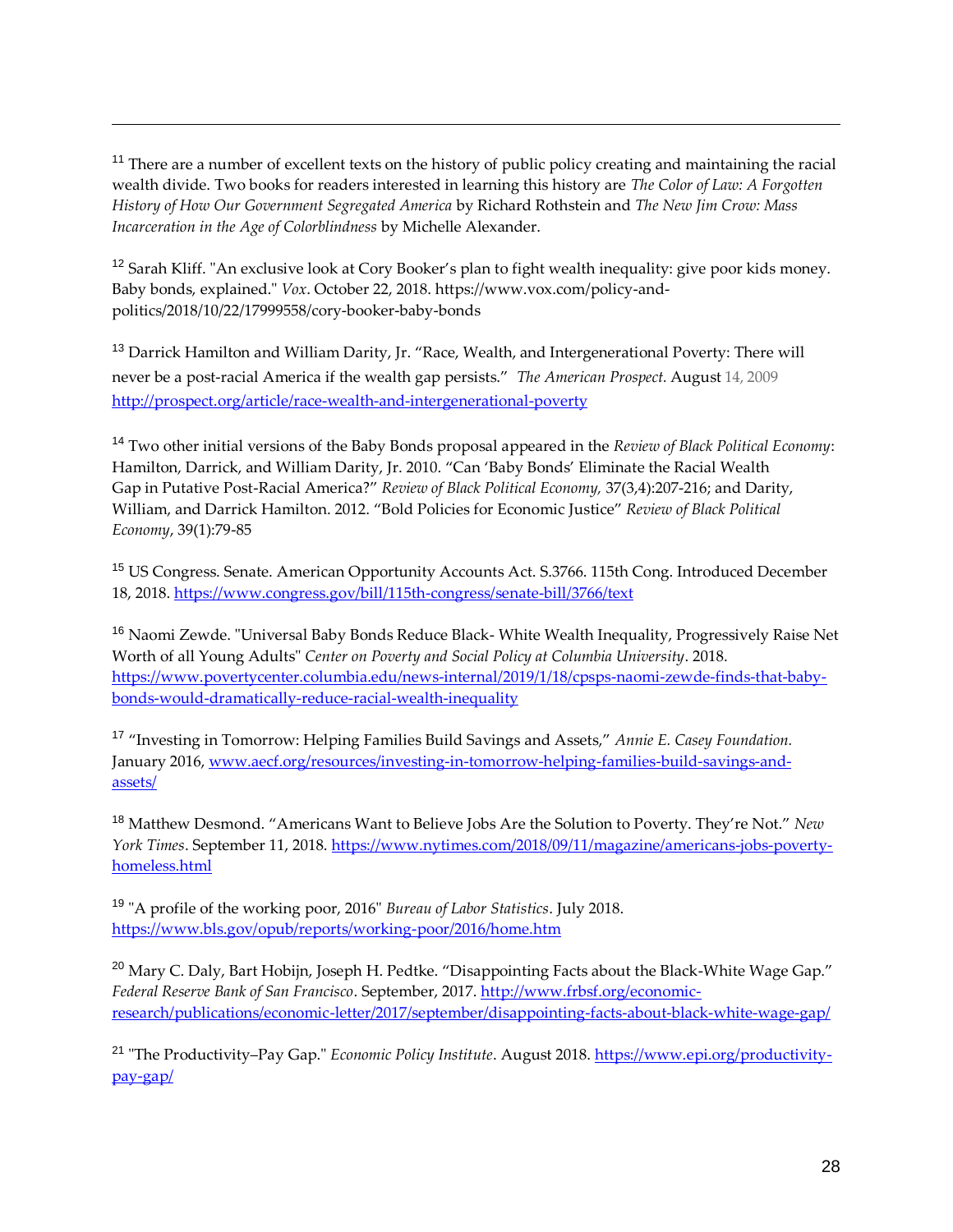[11] There are a number of excellent texts on the history of public policy creating and maintaining the racial wealth divide. Two books for readers interested in learning this history are *The Color of Law: A Forgotten History of How Our Government Segregated America* by Richard Rothstein and *The New Jim Crow: Mass Incarceration in the Age of Colorblindness* by Michelle Alexander.

[12] Sarah Kliff. "An exclusive look at Cory Booker's plan to fight wealth inequality: give poor kids money. Baby bonds, explained." *Vox*. October 22, 2018. https://www.vox.com/policy-and-politics/2018/10/22/17999558/cory-booker-baby-bonds

[13] Darrick Hamilton and William Darity, Jr. "Race, Wealth, and Intergenerational Poverty: There will never be a post-racial America if the wealth gap persists." *The American Prospect.* August 14, 2009 http://prospect.org/article/race-wealth-and-intergenerational-poverty

[14] Two other initial versions of the Baby Bonds proposal appeared in the *Review of Black Political Economy*: Hamilton, Darrick, and William Darity, Jr. 2010. "Can 'Baby Bonds' Eliminate the Racial Wealth Gap in Putative Post-Racial America?" *Review of Black Political Economy,* 37(3,4):207-216; and Darity, William, and Darrick Hamilton. 2012. "Bold Policies for Economic Justice" *Review of Black Political Economy*, 39(1):79-85

[15] US Congress. Senate. American Opportunity Accounts Act. S.3766. 115th Cong. Introduced December 18, 2018. https://www.congress.gov/bill/115th-congress/senate-bill/3766/text

[16] Naomi Zewde. "Universal Baby Bonds Reduce Black- White Wealth Inequality, Progressively Raise Net Worth of all Young Adults" *Center on Poverty and Social Policy at Columbia University*. 2018. https://www.povertycenter.columbia.edu/news-internal/2019/1/18/cpsps-naomi-zewde-finds-that-baby-bonds-would-dramatically-reduce-racial-wealth-inequality

[17] "Investing in Tomorrow: Helping Families Build Savings and Assets," *Annie E. Casey Foundation.* January 2016, www.aecf.org/resources/investing-in-tomorrow-helping-families-build-savings-and-assets/

[18] Matthew Desmond. "Americans Want to Believe Jobs Are the Solution to Poverty. They're Not." *New York Times*. September 11, 2018. https://www.nytimes.com/2018/09/11/magazine/americans-jobs-poverty-homeless.html

[19] "A profile of the working poor, 2016" *Bureau of Labor Statistics*. July 2018. https://www.bls.gov/opub/reports/working-poor/2016/home.htm

[20] Mary C. Daly, Bart Hobijn, Joseph H. Pedtke. "Disappointing Facts about the Black-White Wage Gap." *Federal Reserve Bank of San Francisco*. September, 2017. http://www.frbsf.org/economic-research/publications/economic-letter/2017/september/disappointing-facts-about-black-white-wage-gap/

[21] "The Productivity–Pay Gap." *Economic Policy Institute*. August 2018. https://www.epi.org/productivity-pay-gap/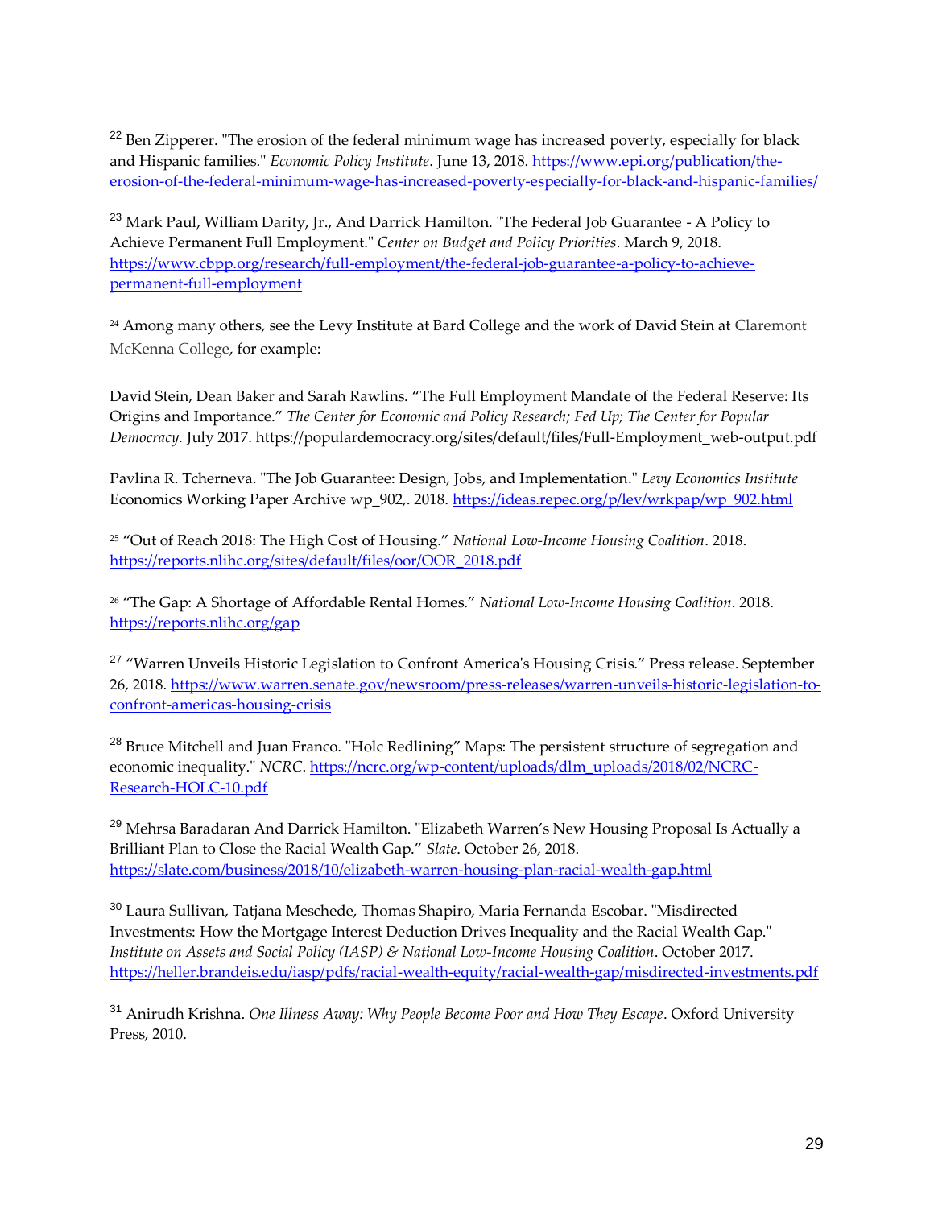[22] Ben Zipperer. "The erosion of the federal minimum wage has increased poverty, especially for black and Hispanic families." *Economic Policy Institute*. June 13, 2018. https://www.epi.org/publication/the-erosion-of-the-federal-minimum-wage-has-increased-poverty-especially-for-black-and-hispanic-families/

[23] Mark Paul, William Darity, Jr., And Darrick Hamilton. "The Federal Job Guarantee - A Policy to Achieve Permanent Full Employment." *Center on Budget and Policy Priorities*. March 9, 2018. https://www.cbpp.org/research/full-employment/the-federal-job-guarantee-a-policy-to-achieve-permanent-full-employment

[24] Among many others, see the Levy Institute at Bard College and the work of David Stein at Claremont McKenna College, for example:

David Stein, Dean Baker and Sarah Rawlins. "The Full Employment Mandate of the Federal Reserve: Its Origins and Importance." *The Center for Economic and Policy Research; Fed Up; The Center for Popular Democracy.* July 2017. https://populardemocracy.org/sites/default/files/Full-Employment_web-output.pdf

Pavlina R. Tcherneva. "The Job Guarantee: Design, Jobs, and Implementation." *Levy Economics Institute* Economics Working Paper Archive wp_902,. 2018. https://ideas.repec.org/p/lev/wrkpap/wp_902.html

[25] "Out of Reach 2018: The High Cost of Housing." *National Low-Income Housing Coalition*. 2018. https://reports.nlihc.org/sites/default/files/oor/OOR_2018.pdf

[26] "The Gap: A Shortage of Affordable Rental Homes." *National Low-Income Housing Coalition*. 2018. https://reports.nlihc.org/gap

[27] "Warren Unveils Historic Legislation to Confront America's Housing Crisis." Press release. September 26, 2018. https://www.warren.senate.gov/newsroom/press-releases/warren-unveils-historic-legislation-to-confront-americas-housing-crisis

[28] Bruce Mitchell and Juan Franco. "Holc Redlining" Maps: The persistent structure of segregation and economic inequality." *NCRC*. https://ncrc.org/wp-content/uploads/dlm_uploads/2018/02/NCRC-Research-HOLC-10.pdf

[29] Mehrsa Baradaran And Darrick Hamilton. "Elizabeth Warren's New Housing Proposal Is Actually a Brilliant Plan to Close the Racial Wealth Gap." *Slate*. October 26, 2018. https://slate.com/business/2018/10/elizabeth-warren-housing-plan-racial-wealth-gap.html

[30] Laura Sullivan, Tatjana Meschede, Thomas Shapiro, Maria Fernanda Escobar. "Misdirected Investments: How the Mortgage Interest Deduction Drives Inequality and the Racial Wealth Gap." *Institute on Assets and Social Policy (IASP) & National Low-Income Housing Coalition*. October 2017. https://heller.brandeis.edu/iasp/pdfs/racial-wealth-equity/racial-wealth-gap/misdirected-investments.pdf

[31] Anirudh Krishna. *One Illness Away: Why People Become Poor and How They Escape*. Oxford University Press, 2010.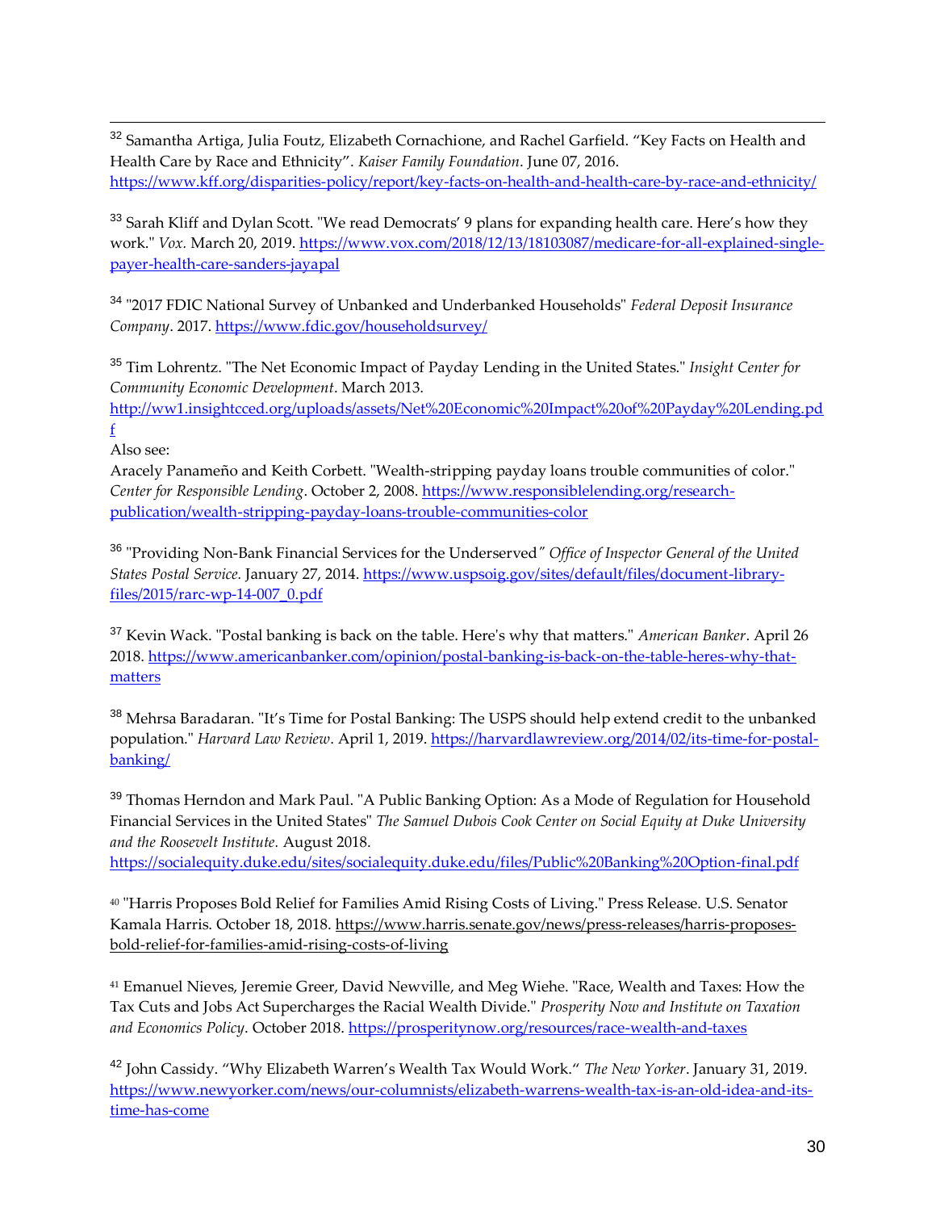[32] Samantha Artiga, Julia Foutz, Elizabeth Cornachione, and Rachel Garfield. "Key Facts on Health and Health Care by Race and Ethnicity". *Kaiser Family Foundation*. June 07, 2016. https://www.kff.org/disparities-policy/report/key-facts-on-health-and-health-care-by-race-and-ethnicity/

[33] Sarah Kliff and Dylan Scott. "We read Democrats' 9 plans for expanding health care. Here's how they work." *Vox.* March 20, 2019. https://www.vox.com/2018/12/13/18103087/medicare-for-all-explained-single-payer-health-care-sanders-jayapal

[34] "2017 FDIC National Survey of Unbanked and Underbanked Households" *Federal Deposit Insurance Company*. 2017. https://www.fdic.gov/householdsurvey/

[35] Tim Lohrentz. "The Net Economic Impact of Payday Lending in the United States." *Insight Center for Community Economic Development*. March 2013. http://ww1.insightcced.org/uploads/assets/Net%20Economic%20Impact%20of%20Payday%20Lending.pdf

Also see:

Aracely Panameño and Keith Corbett. "Wealth-stripping payday loans trouble communities of color." *Center for Responsible Lending*. October 2, 2008. https://www.responsiblelending.org/research-publication/wealth-stripping-payday-loans-trouble-communities-color

[36] "Providing Non-Bank Financial Services for the Underserved*" Office of Inspector General of the United States Postal Service.* January 27, 2014. https://www.uspsoig.gov/sites/default/files/document-library-files/2015/rarc-wp-14-007_0.pdf

[37] Kevin Wack. "Postal banking is back on the table. Here's why that matters." *American Banker*. April 26 2018. https://www.americanbanker.com/opinion/postal-banking-is-back-on-the-table-heres-why-that-matters

[38] Mehrsa Baradaran. "It's Time for Postal Banking: The USPS should help extend credit to the unbanked population." *Harvard Law Review*. April 1, 2019. https://harvardlawreview.org/2014/02/its-time-for-postal-banking/

[39] Thomas Herndon and Mark Paul. "A Public Banking Option: As a Mode of Regulation for Household Financial Services in the United States" *The Samuel Dubois Cook Center on Social Equity at Duke University and the Roosevelt Institute.* August 2018. https://socialequity.duke.edu/sites/socialequity.duke.edu/files/Public%20Banking%20Option-final.pdf

[40] "Harris Proposes Bold Relief for Families Amid Rising Costs of Living." Press Release. U.S. Senator Kamala Harris. October 18, 2018. https://www.harris.senate.gov/news/press-releases/harris-proposes-bold-relief-for-families-amid-rising-costs-of-living

[41] Emanuel Nieves, Jeremie Greer, David Newville, and Meg Wiehe. "Race, Wealth and Taxes: How the Tax Cuts and Jobs Act Supercharges the Racial Wealth Divide." *Prosperity Now and Institute on Taxation and Economics Policy*. October 2018. https://prosperitynow.org/resources/race-wealth-and-taxes

[42] John Cassidy. "Why Elizabeth Warren's Wealth Tax Would Work." *The New Yorker*. January 31, 2019. https://www.newyorker.com/news/our-columnists/elizabeth-warrens-wealth-tax-is-an-old-idea-and-its-time-has-come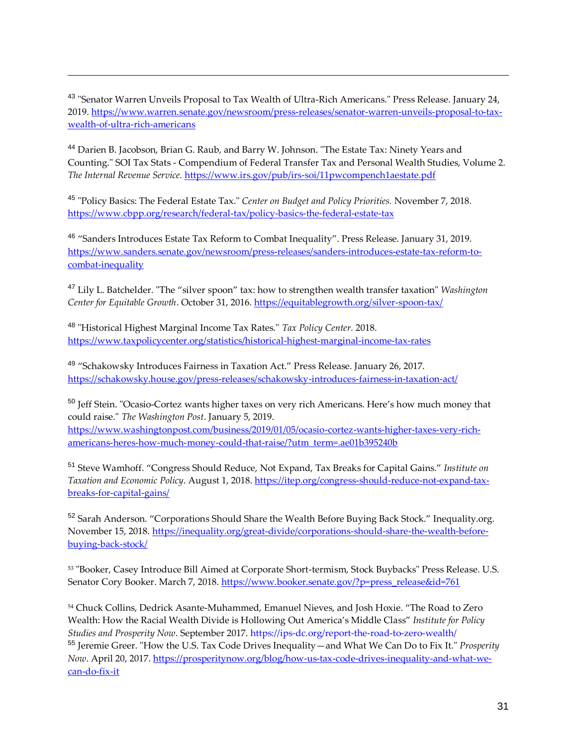[43] "Senator Warren Unveils Proposal to Tax Wealth of Ultra-Rich Americans." Press Release. January 24, 2019. https://www.warren.senate.gov/newsroom/press-releases/senator-warren-unveils-proposal-to-tax-wealth-of-ultra-rich-americans

[44] Darien B. Jacobson, Brian G. Raub, and Barry W. Johnson. "The Estate Tax: Ninety Years and Counting." SOI Tax Stats - Compendium of Federal Transfer Tax and Personal Wealth Studies, Volume 2. *The Internal Revenue Service.* https://www.irs.gov/pub/irs-soi/11pwcompench1aestate.pdf

[45] "Policy Basics: The Federal Estate Tax." *Center on Budget and Policy Priorities.* November 7, 2018. https://www.cbpp.org/research/federal-tax/policy-basics-the-federal-estate-tax

[46] "Sanders Introduces Estate Tax Reform to Combat Inequality". Press Release. January 31, 2019. https://www.sanders.senate.gov/newsroom/press-releases/sanders-introduces-estate-tax-reform-to-combat-inequality

[47] Lily L. Batchelder. "The "silver spoon" tax: how to strengthen wealth transfer taxation" *Washington Center for Equitable Growth*. October 31, 2016. https://equitablegrowth.org/silver-spoon-tax/

[48] "Historical Highest Marginal Income Tax Rates." *Tax Policy Center.* 2018. https://www.taxpolicycenter.org/statistics/historical-highest-marginal-income-tax-rates

[49] "Schakowsky Introduces Fairness in Taxation Act." Press Release. January 26, 2017. https://schakowsky.house.gov/press-releases/schakowsky-introduces-fairness-in-taxation-act/

[50] Jeff Stein. "Ocasio-Cortez wants higher taxes on very rich Americans. Here's how much money that could raise." *The Washington Post*. January 5, 2019. https://www.washingtonpost.com/business/2019/01/05/ocasio-cortez-wants-higher-taxes-very-rich-americans-heres-how-much-money-could-that-raise/?utm_term=.ae01b395240b

[51] Steve Wamhoff. "Congress Should Reduce, Not Expand, Tax Breaks for Capital Gains." *Institute on Taxation and Economic Policy*. August 1, 2018. https://itep.org/congress-should-reduce-not-expand-tax-breaks-for-capital-gains/

[52] Sarah Anderson. "Corporations Should Share the Wealth Before Buying Back Stock." Inequality.org. November 15, 2018. https://inequality.org/great-divide/corporations-should-share-the-wealth-before-buying-back-stock/

[53] "Booker, Casey Introduce Bill Aimed at Corporate Short-termism, Stock Buybacks" Press Release. U.S. Senator Cory Booker. March 7, 2018. https://www.booker.senate.gov/?p=press_release&id=761

[54] Chuck Collins, Dedrick Asante-Muhammed, Emanuel Nieves, and Josh Hoxie. "The Road to Zero Wealth: How the Racial Wealth Divide is Hollowing Out America's Middle Class" *Institute for Policy Studies and Prosperity Now*. September 2017. https://ips-dc.org/report-the-road-to-zero-wealth/

[55] Jeremie Greer. "How the U.S. Tax Code Drives Inequality—and What We Can Do to Fix It." *Prosperity Now*. April 20, 2017. https://prosperitynow.org/blog/how-us-tax-code-drives-inequality-and-what-we-can-do-fix-it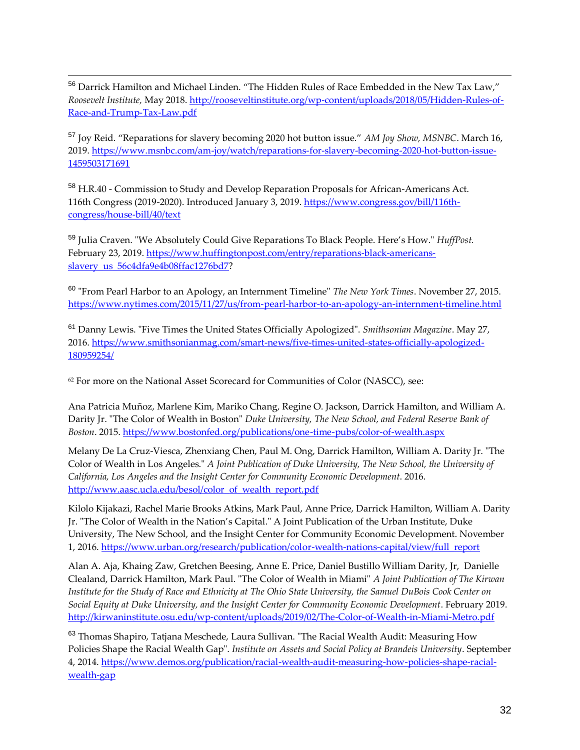[56] Darrick Hamilton and Michael Linden. "The Hidden Rules of Race Embedded in the New Tax Law," *Roosevelt Institute,* May 2018. http://rooseveltinstitute.org/wp-content/uploads/2018/05/Hidden-Rules-of-Race-and-Trump-Tax-Law.pdf

[57] Joy Reid. "Reparations for slavery becoming 2020 hot button issue." *AM Joy Show, MSNBC*. March 16, 2019. https://www.msnbc.com/am-joy/watch/reparations-for-slavery-becoming-2020-hot-button-issue-1459503171691

[58] H.R.40 - Commission to Study and Develop Reparation Proposals for African-Americans Act. 116th Congress (2019-2020). Introduced January 3, 2019. https://www.congress.gov/bill/116th-congress/house-bill/40/text

[59] Julia Craven. "We Absolutely Could Give Reparations To Black People. Here's How." *HuffPost.* February 23, 2019. https://www.huffingtonpost.com/entry/reparations-black-americans-slavery_us_56c4dfa9e4b08ffac1276bd7?

[60] "From Pearl Harbor to an Apology, an Internment Timeline" *The New York Times*. November 27, 2015. https://www.nytimes.com/2015/11/27/us/from-pearl-harbor-to-an-apology-an-internment-timeline.html

[61] Danny Lewis. "Five Times the United States Officially Apologized". *Smithsonian Magazine*. May 27, 2016. https://www.smithsonianmag.com/smart-news/five-times-united-states-officially-apologized-180959254/

[62] For more on the National Asset Scorecard for Communities of Color (NASCC), see:

Ana Patricia Muñoz, Marlene Kim, Mariko Chang, Regine O. Jackson, Darrick Hamilton, and William A. Darity Jr. "The Color of Wealth in Boston" *Duke University, The New School, and Federal Reserve Bank of Boston*. 2015. https://www.bostonfed.org/publications/one-time-pubs/color-of-wealth.aspx

Melany De La Cruz-Viesca, Zhenxiang Chen, Paul M. Ong, Darrick Hamilton, William A. Darity Jr. "The Color of Wealth in Los Angeles." *A Joint Publication of Duke University, The New School, the University of California, Los Angeles and the Insight Center for Community Economic Development*. 2016. http://www.aasc.ucla.edu/besol/color_of_wealth_report.pdf

Kilolo Kijakazi, Rachel Marie Brooks Atkins, Mark Paul, Anne Price, Darrick Hamilton, William A. Darity Jr. "The Color of Wealth in the Nation's Capital." A Joint Publication of the Urban Institute, Duke University, The New School, and the Insight Center for Community Economic Development. November 1, 2016. https://www.urban.org/research/publication/color-wealth-nations-capital/view/full_report

Alan A. Aja, Khaing Zaw, Gretchen Beesing, Anne E. Price, Daniel Bustillo William Darity, Jr, Danielle Clealand, Darrick Hamilton, Mark Paul. "The Color of Wealth in Miami" *A Joint Publication of The Kirwan Institute for the Study of Race and Ethnicity at The Ohio State University, the Samuel DuBois Cook Center on Social Equity at Duke University, and the Insight Center for Community Economic Development*. February 2019. http://kirwaninstitute.osu.edu/wp-content/uploads/2019/02/The-Color-of-Wealth-in-Miami-Metro.pdf

[63] Thomas Shapiro, Tatjana Meschede, Laura Sullivan. "The Racial Wealth Audit: Measuring How Policies Shape the Racial Wealth Gap". *Institute on Assets and Social Policy at Brandeis University*. September 4, 2014. https://www.demos.org/publication/racial-wealth-audit-measuring-how-policies-shape-racial-wealth-gap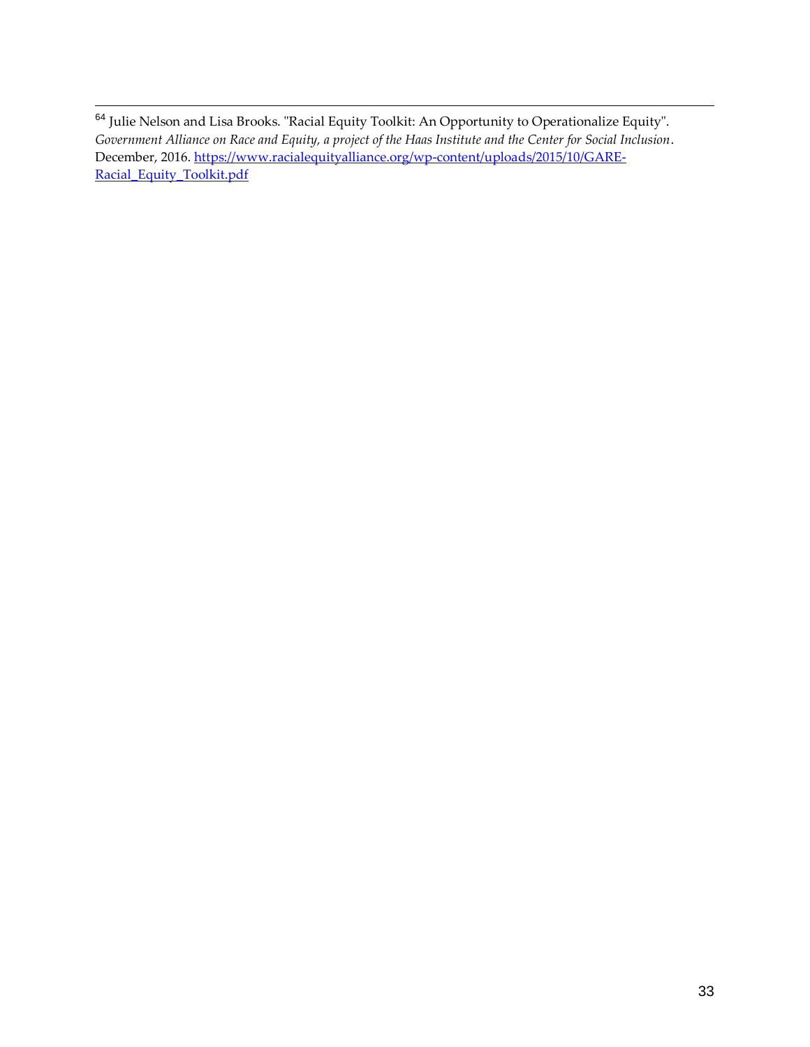[64] Julie Nelson and Lisa Brooks. "Racial Equity Toolkit: An Opportunity to Operationalize Equity". *Government Alliance on Race and Equity, a project of the Haas Institute and the Center for Social Inclusion*. December, 2016. https://www.racialequityalliance.org/wp-content/uploads/2015/10/GARE-Racial_Equity_Toolkit.pdf